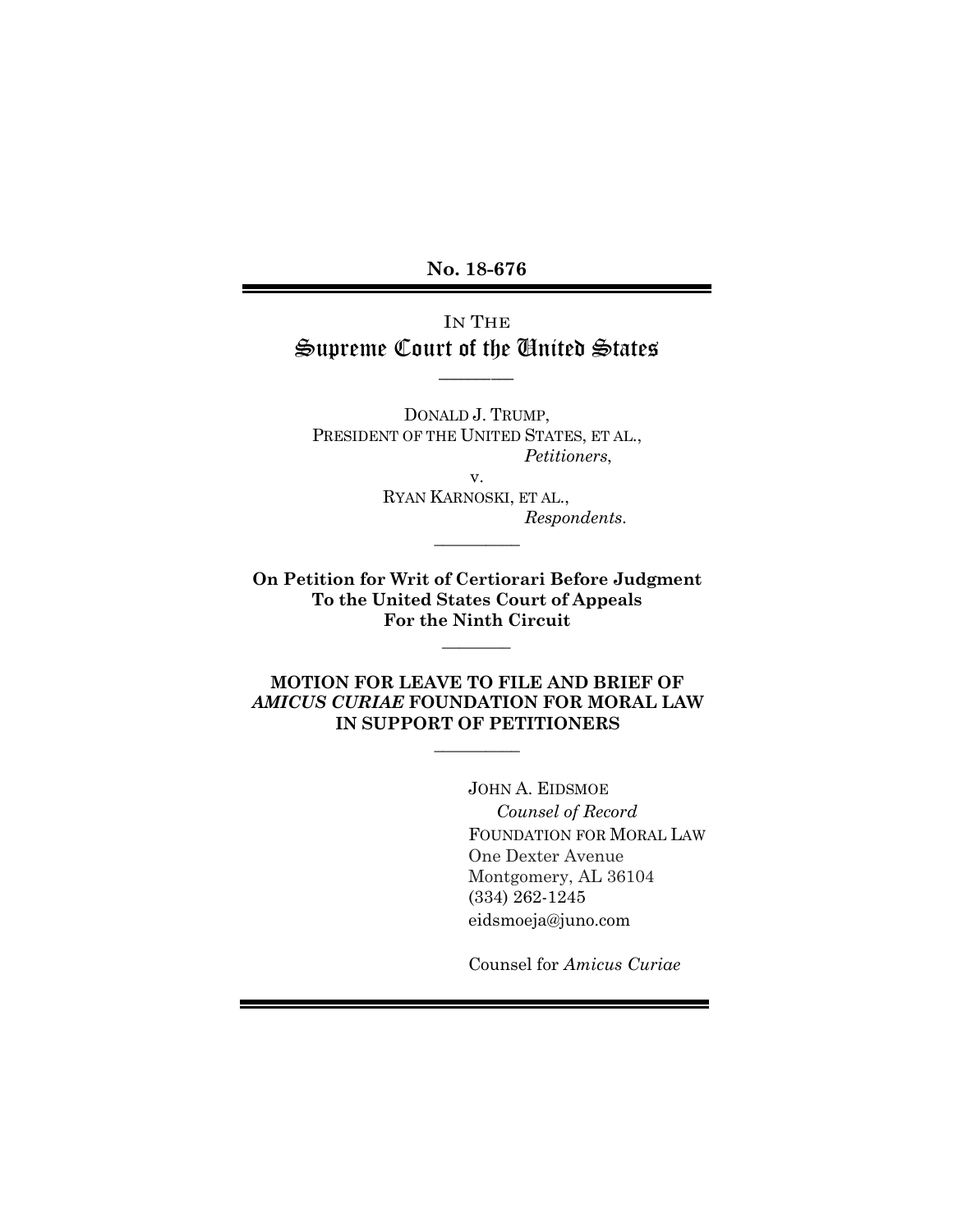**No. 18-676**

IN THE
# Supreme Court of the United States

DONALD J. TRUMP,
PRESIDENT OF THE UNITED STATES, ET AL.,
*Petitioners*,
v.
RYAN KARNOSKI, ET AL.,
*Respondents*.

**On Petition for Writ of Certiorari Before Judgment To the United States Court of Appeals For the Ninth Circuit**

**MOTION FOR LEAVE TO FILE AND BRIEF OF *AMICUS CURIAE* FOUNDATION FOR MORAL LAW IN SUPPORT OF PETITIONERS**

JOHN A. EIDSMOE
*Counsel of Record*
FOUNDATION FOR MORAL LAW
One Dexter Avenue
Montgomery, AL 36104
(334) 262-1245
eidsmoeja@juno.com

Counsel for *Amicus Curiae*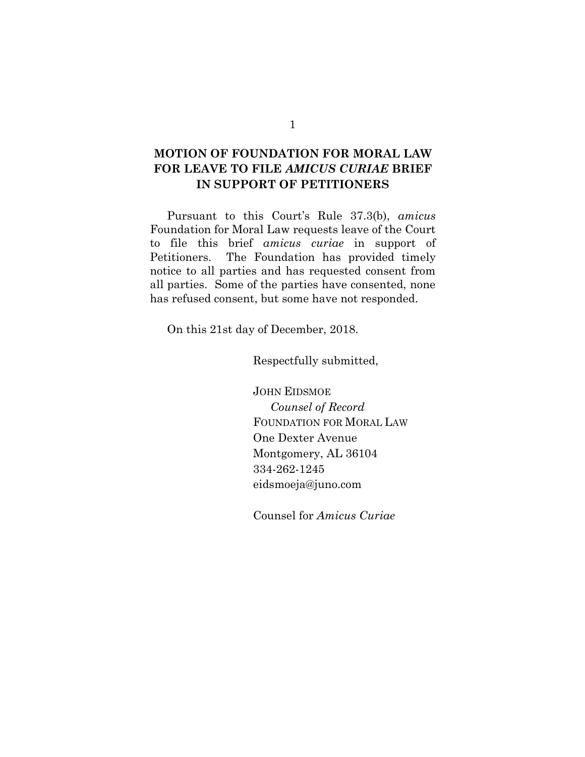## MOTION OF FOUNDATION FOR MORAL LAW FOR LEAVE TO FILE *AMICUS CURIAE* BRIEF IN SUPPORT OF PETITIONERS

Pursuant to this Court's Rule 37.3(b), *amicus* Foundation for Moral Law requests leave of the Court to file this brief *amicus curiae* in support of Petitioners. The Foundation has provided timely notice to all parties and has requested consent from all parties. Some of the parties have consented, none has refused consent, but some have not responded.

On this 21st day of December, 2018.

Respectfully submitted,

JOHN EIDSMOE
*Counsel of Record*
FOUNDATION FOR MORAL LAW
One Dexter Avenue
Montgomery, AL 36104
334-262-1245
eidsmoeja@juno.com

Counsel for *Amicus Curiae*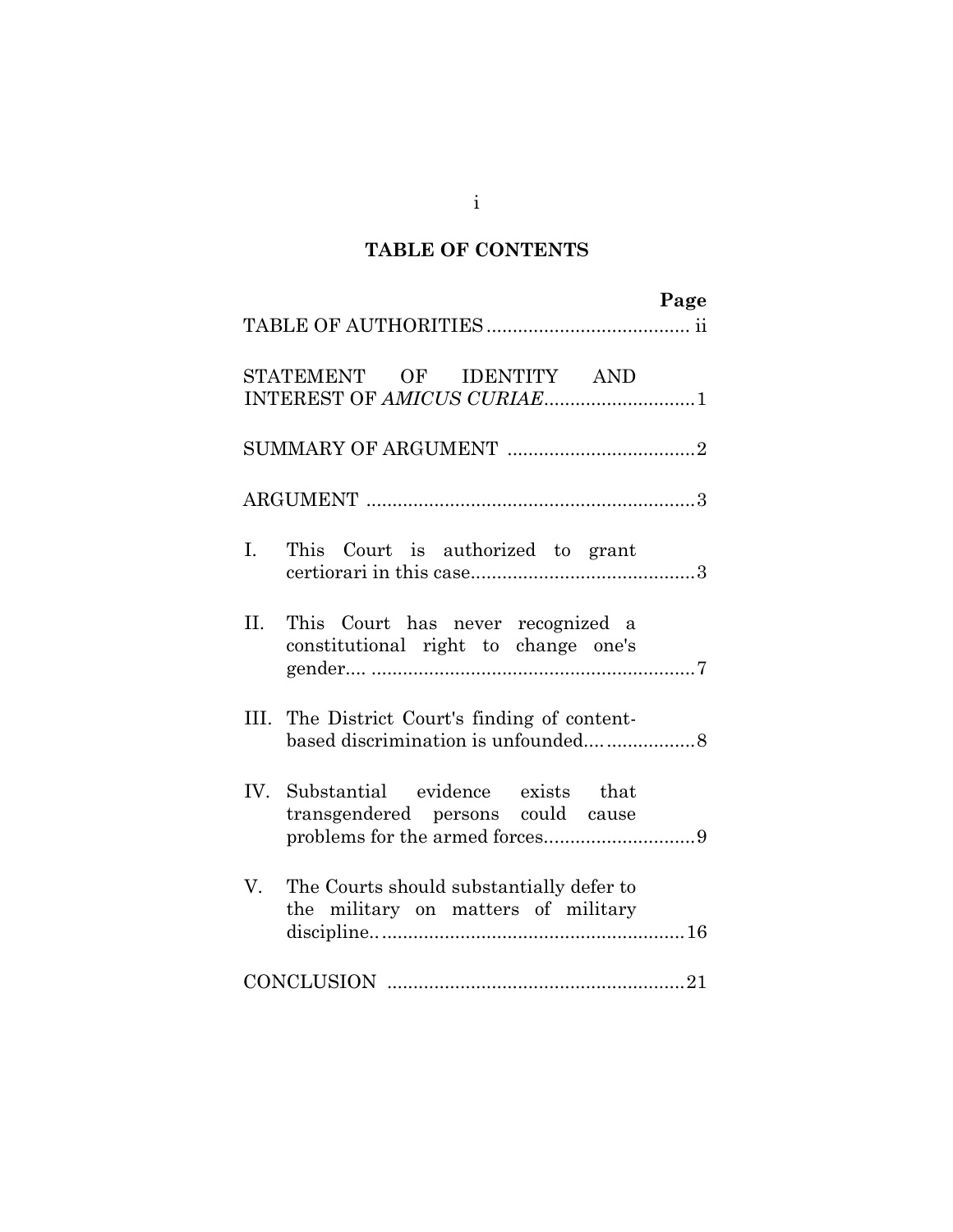## TABLE OF CONTENTS

| | Page |
|---|---|
| TABLE OF AUTHORITIES | ii |
| STATEMENT OF IDENTITY AND INTEREST OF *AMICUS CURIAE* | 1 |
| SUMMARY OF ARGUMENT | 2 |
| ARGUMENT | 3 |
| I. This Court is authorized to grant certiorari in this case | 3 |
| II. This Court has never recognized a constitutional right to change one's gender.... | 7 |
| III. The District Court's finding of content-based discrimination is unfounded.... | 8 |
| IV. Substantial evidence exists that transgendered persons could cause problems for the armed forces | 9 |
| V. The Courts should substantially defer to the military on matters of military discipline.. | 16 |
| CONCLUSION | 21 |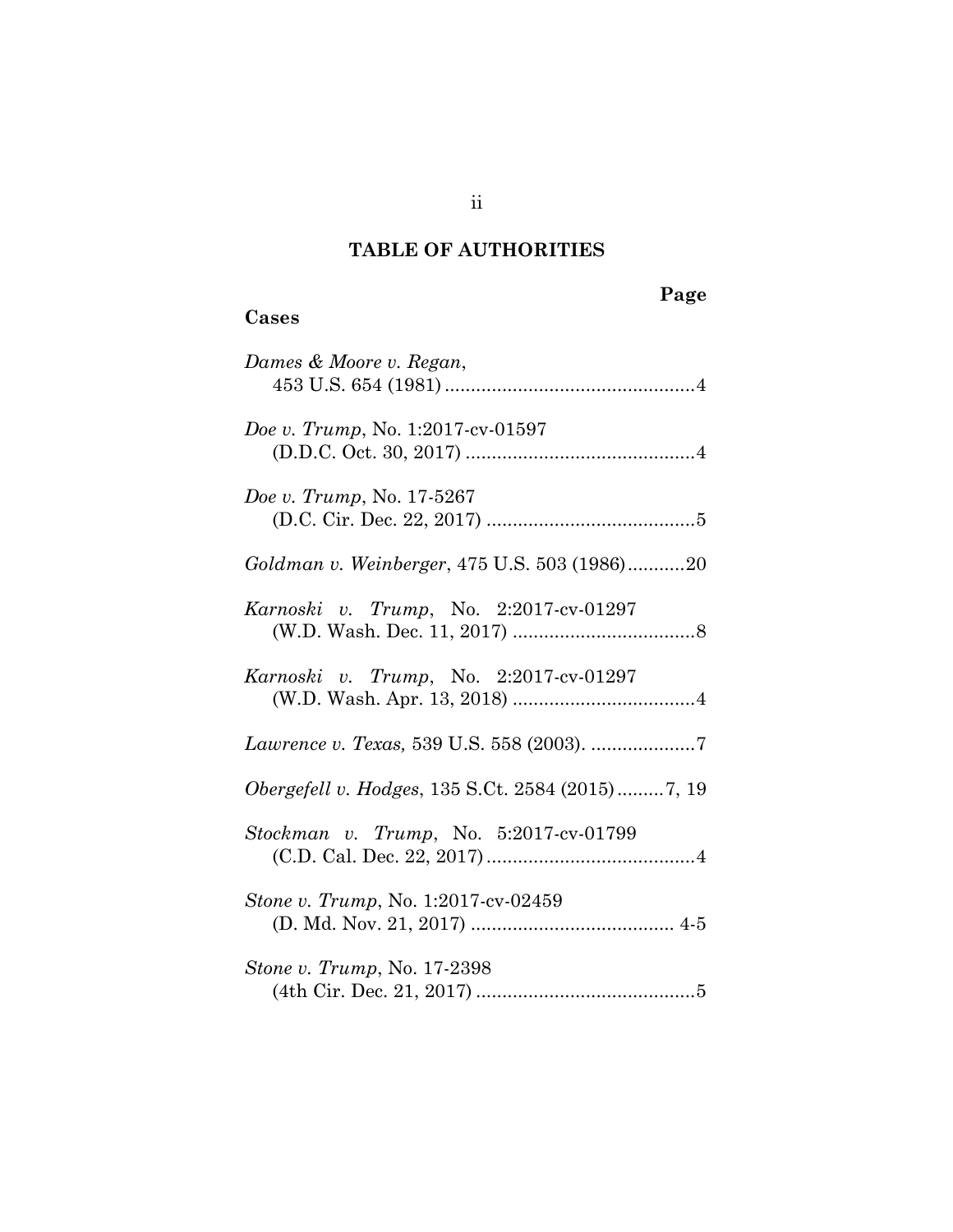## TABLE OF AUTHORITIES

**Page**

**Cases**

*Dames & Moore v. Regan*, 453 U.S. 654 (1981) ................................................4

*Doe v. Trump*, No. 1:2017-cv-01597 (D.D.C. Oct. 30, 2017) ............................................4

*Doe v. Trump*, No. 17-5267 (D.C. Cir. Dec. 22, 2017) ........................................5

*Goldman v. Weinberger*, 475 U.S. 503 (1986)...........20

*Karnoski v. Trump*, No. 2:2017-cv-01297 (W.D. Wash. Dec. 11, 2017) ...................................8

*Karnoski v. Trump*, No. 2:2017-cv-01297 (W.D. Wash. Apr. 13, 2018) ...................................4

*Lawrence v. Texas,* 539 U.S. 558 (2003). ....................7

*Obergefell v. Hodges*, 135 S.Ct. 2584 (2015).........7, 19

*Stockman v. Trump*, No. 5:2017-cv-01799 (C.D. Cal. Dec. 22, 2017)........................................4

*Stone v. Trump*, No. 1:2017-cv-02459 (D. Md. Nov. 21, 2017) ....................................... 4-5

*Stone v. Trump*, No. 17-2398 (4th Cir. Dec. 21, 2017) ..........................................5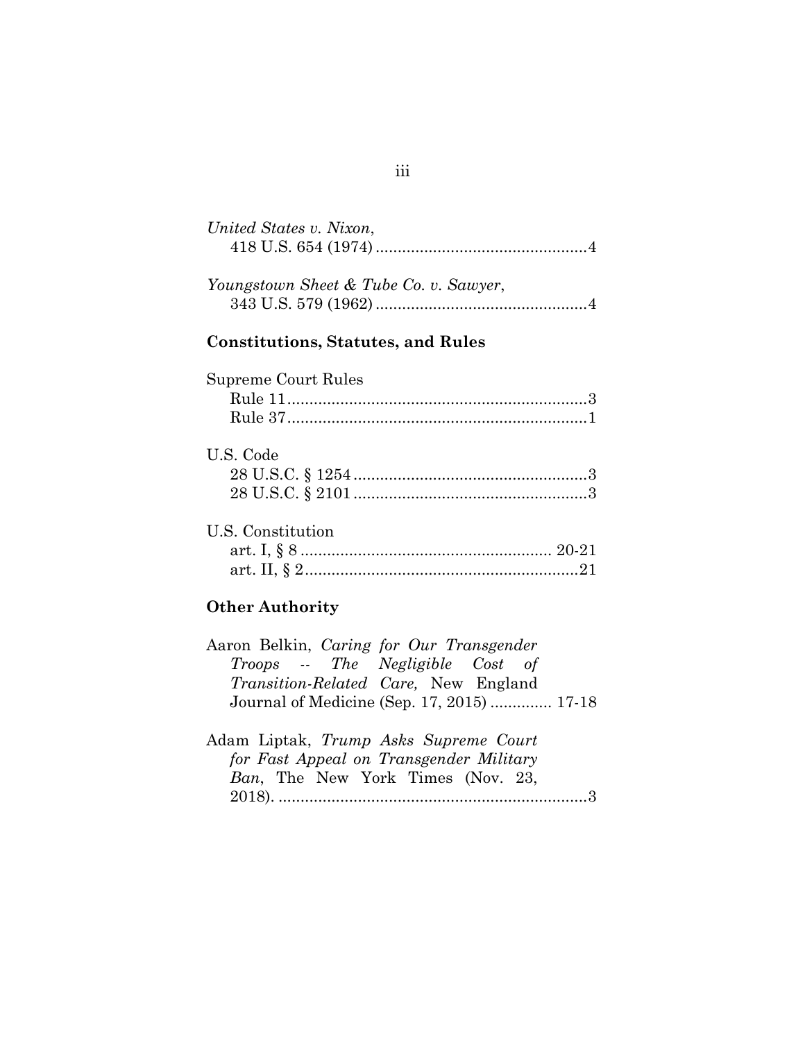*United States v. Nixon*,
418 U.S. 654 (1974) ................................................4

*Youngstown Sheet & Tube Co. v. Sawyer*,
343 U.S. 579 (1962) ................................................4

## Constitutions, Statutes, and Rules

Supreme Court Rules
Rule 11....................................................................3
Rule 37....................................................................1

U.S. Code
28 U.S.C. § 1254 .....................................................3
28 U.S.C. § 2101 .....................................................3

U.S. Constitution
art. I, § 8 ......................................................... 20-21
art. II, § 2..............................................................21

## Other Authority

Aaron Belkin, *Caring for Our Transgender Troops -- The Negligible Cost of Transition-Related Care,* New England Journal of Medicine (Sep. 17, 2015) ............. 17-18

Adam Liptak, *Trump Asks Supreme Court for Fast Appeal on Transgender Military Ban*, The New York Times (Nov. 23, 2018). ......................................................................3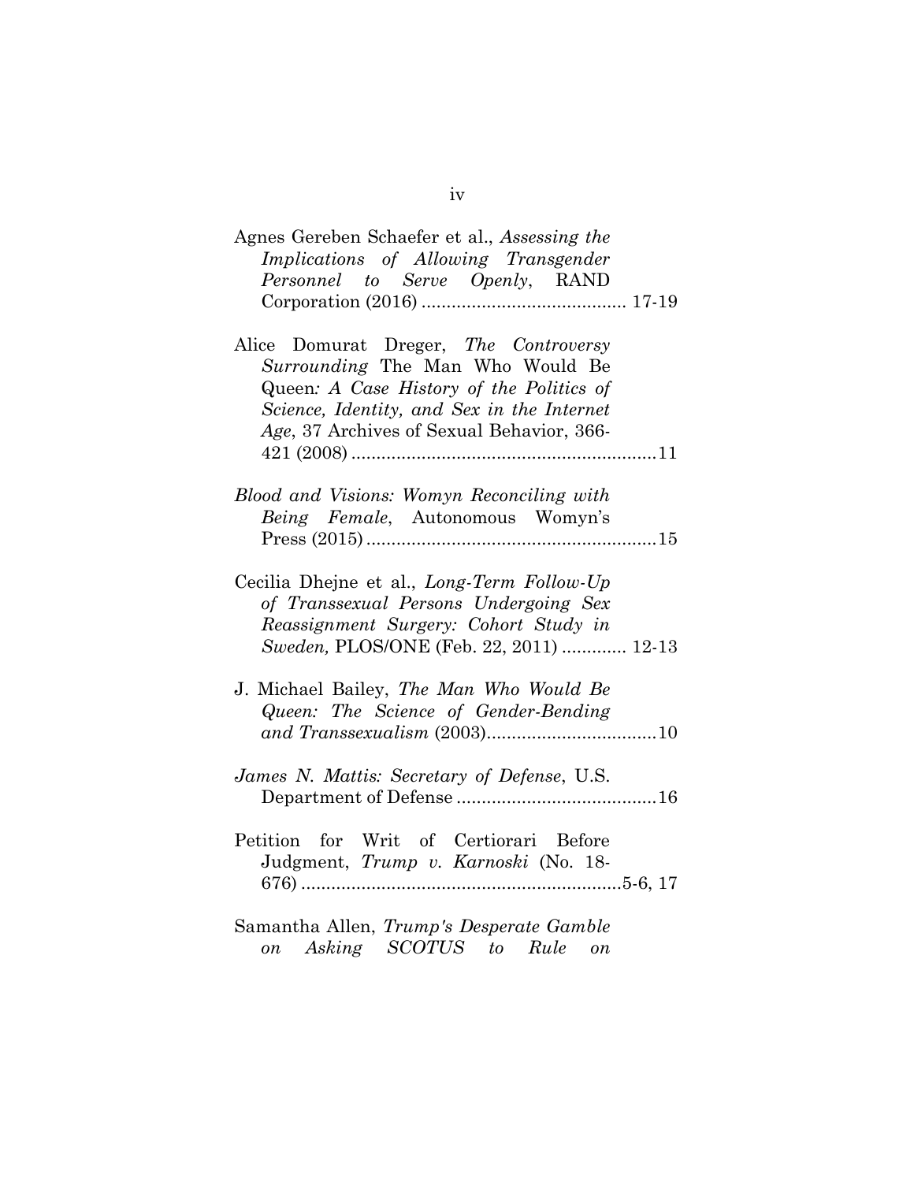Agnes Gereben Schaefer et al., *Assessing the Implications of Allowing Transgender Personnel to Serve Openly*, RAND Corporation (2016) ........................................ 17-19

Alice Domurat Dreger, *The Controversy Surrounding* The Man Who Would Be Queen*: A Case History of the Politics of Science, Identity, and Sex in the Internet Age*, 37 Archives of Sexual Behavior, 366-421 (2008) ............................................................11

*Blood and Visions: Womyn Reconciling with Being Female*, Autonomous Womyn's Press (2015) .........................................................15

Cecilia Dhejne et al., *Long-Term Follow-Up of Transsexual Persons Undergoing Sex Reassignment Surgery: Cohort Study in Sweden,* PLOS/ONE (Feb. 22, 2011) ............. 12-13

J. Michael Bailey, *The Man Who Would Be Queen: The Science of Gender-Bending and Transsexualism* (2003).................................10

*James N. Mattis: Secretary of Defense*, U.S. Department of Defense .......................................16

Petition for Writ of Certiorari Before Judgment, *Trump v. Karnoski* (No. 18-676) ...............................................................5-6, 17

Samantha Allen, *Trump's Desperate Gamble on Asking SCOTUS to Rule on*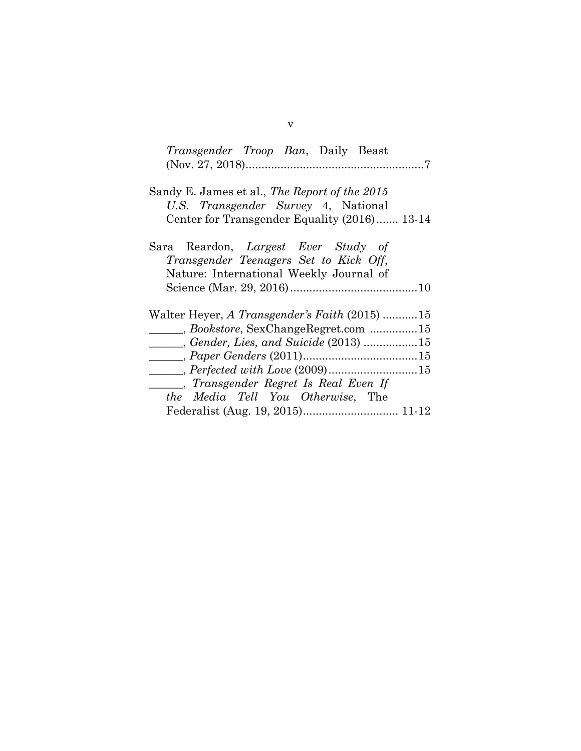*Transgender Troop Ban*, Daily Beast (Nov. 27, 2018).......................................................7

Sandy E. James et al., *The Report of the 2015 U.S. Transgender Survey* 4, National Center for Transgender Equality (2016)....... 13-14

Sara Reardon, *Largest Ever Study of Transgender Teenagers Set to Kick Off*, Nature: International Weekly Journal of Science (Mar. 29, 2016)........................................10

Walter Heyer, *A Transgender's Faith* (2015) ...........15

\_\_\_\_\_\_, *Bookstore*, SexChangeRegret.com ...............15

\_\_\_\_\_\_, *Gender, Lies, and Suicide* (2013) .................15

\_\_\_\_\_\_, *Paper Genders* (2011)....................................15

\_\_\_\_\_\_, *Perfected with Love* (2009)............................15

\_\_\_\_\_\_, *Transgender Regret Is Real Even If the Media Tell You Otherwise*, The Federalist (Aug. 19, 2015).............................. 11-12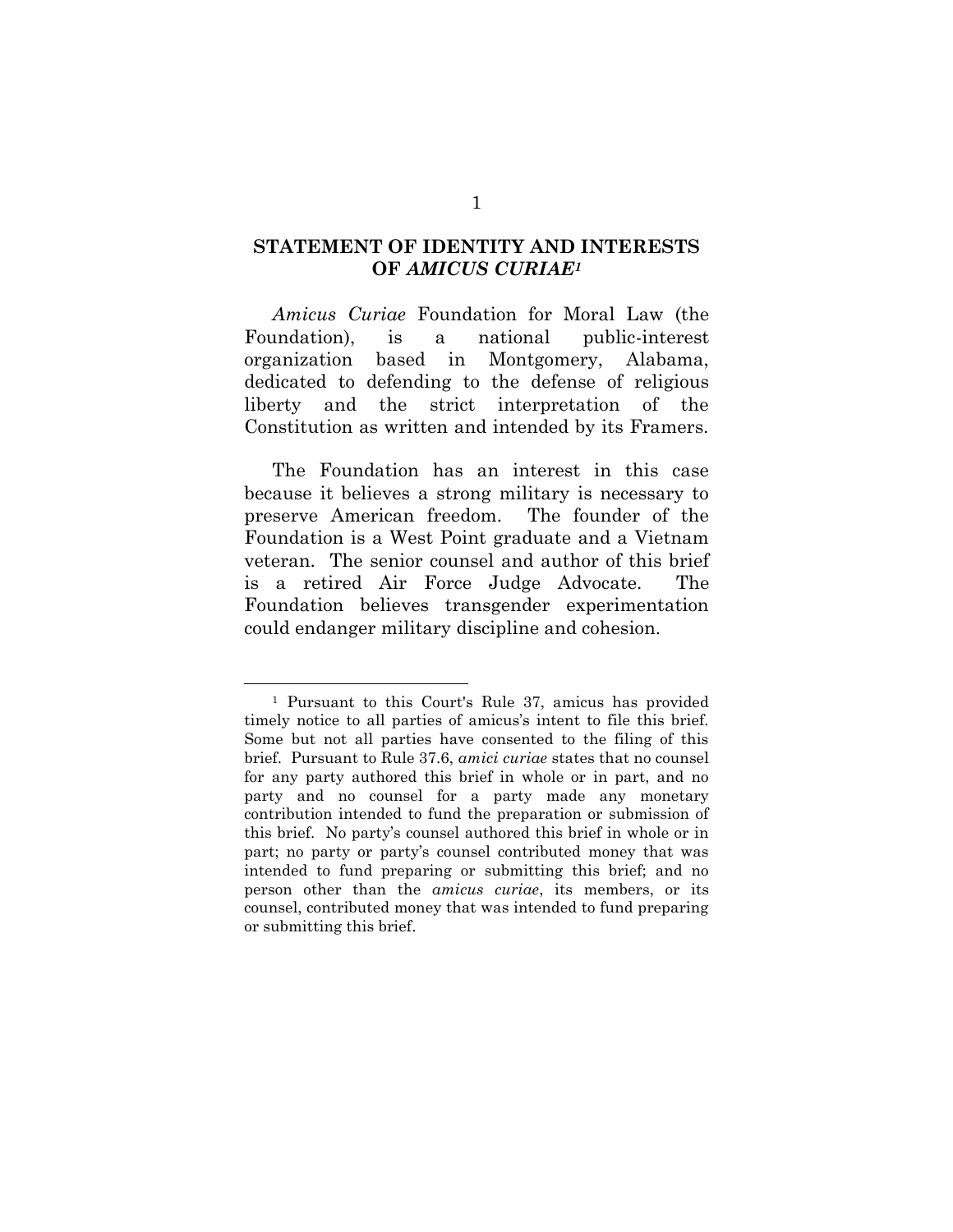## STATEMENT OF IDENTITY AND INTERESTS OF *AMICUS CURIAE*[1]

*Amicus Curiae* Foundation for Moral Law (the Foundation), is a national public-interest organization based in Montgomery, Alabama, dedicated to defending to the defense of religious liberty and the strict interpretation of the Constitution as written and intended by its Framers.

The Foundation has an interest in this case because it believes a strong military is necessary to preserve American freedom. The founder of the Foundation is a West Point graduate and a Vietnam veteran. The senior counsel and author of this brief is a retired Air Force Judge Advocate. The Foundation believes transgender experimentation could endanger military discipline and cohesion.

---

[1] Pursuant to this Court's Rule 37, amicus has provided timely notice to all parties of amicus's intent to file this brief. Some but not all parties have consented to the filing of this brief. Pursuant to Rule 37.6, *amici curiae* states that no counsel for any party authored this brief in whole or in part, and no party and no counsel for a party made any monetary contribution intended to fund the preparation or submission of this brief. No party's counsel authored this brief in whole or in part; no party or party's counsel contributed money that was intended to fund preparing or submitting this brief; and no person other than the *amicus curiae*, its members, or its counsel, contributed money that was intended to fund preparing or submitting this brief.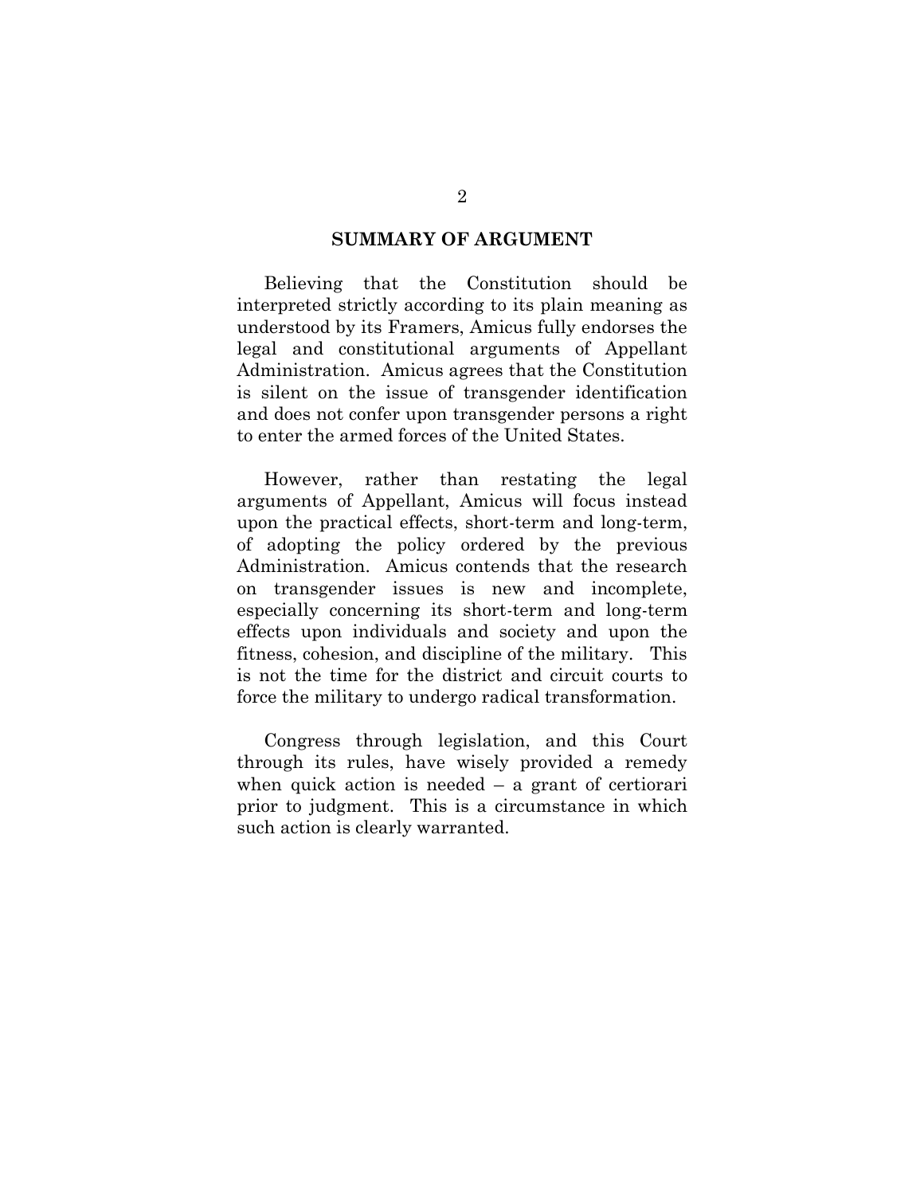## SUMMARY OF ARGUMENT

Believing that the Constitution should be interpreted strictly according to its plain meaning as understood by its Framers, Amicus fully endorses the legal and constitutional arguments of Appellant Administration. Amicus agrees that the Constitution is silent on the issue of transgender identification and does not confer upon transgender persons a right to enter the armed forces of the United States.

However, rather than restating the legal arguments of Appellant, Amicus will focus instead upon the practical effects, short-term and long-term, of adopting the policy ordered by the previous Administration. Amicus contends that the research on transgender issues is new and incomplete, especially concerning its short-term and long-term effects upon individuals and society and upon the fitness, cohesion, and discipline of the military. This is not the time for the district and circuit courts to force the military to undergo radical transformation.

Congress through legislation, and this Court through its rules, have wisely provided a remedy when quick action is needed – a grant of certiorari prior to judgment. This is a circumstance in which such action is clearly warranted.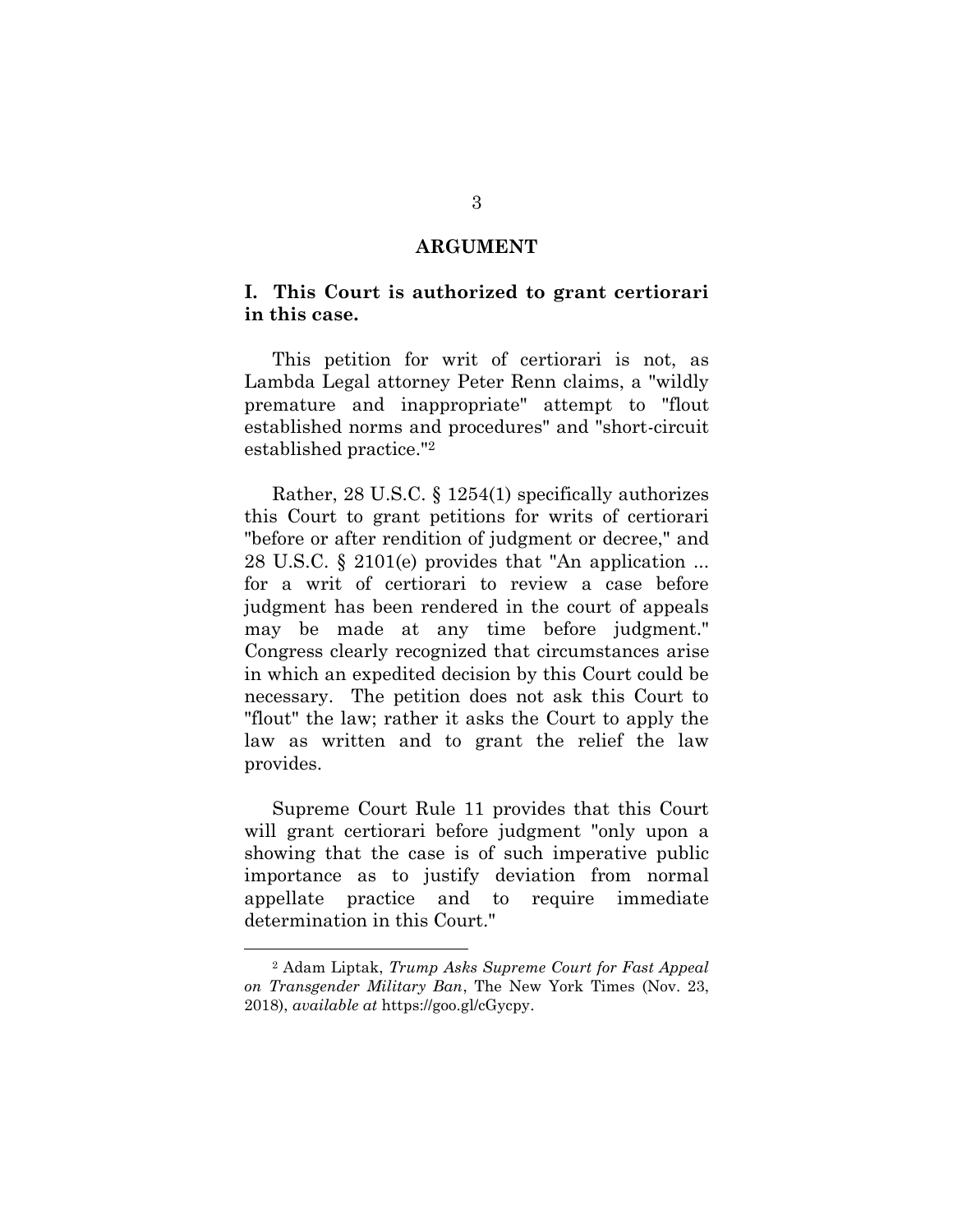## ARGUMENT

### I. This Court is authorized to grant certiorari in this case.

This petition for writ of certiorari is not, as Lambda Legal attorney Peter Renn claims, a "wildly premature and inappropriate" attempt to "flout established norms and procedures" and "short-circuit established practice."[2]

Rather, 28 U.S.C. § 1254(1) specifically authorizes this Court to grant petitions for writs of certiorari "before or after rendition of judgment or decree," and 28 U.S.C. § 2101(e) provides that "An application ... for a writ of certiorari to review a case before judgment has been rendered in the court of appeals may be made at any time before judgment." Congress clearly recognized that circumstances arise in which an expedited decision by this Court could be necessary. The petition does not ask this Court to "flout" the law; rather it asks the Court to apply the law as written and to grant the relief the law provides.

Supreme Court Rule 11 provides that this Court will grant certiorari before judgment "only upon a showing that the case is of such imperative public importance as to justify deviation from normal appellate practice and to require immediate determination in this Court."

---

[2] Adam Liptak, *Trump Asks Supreme Court for Fast Appeal on Transgender Military Ban*, The New York Times (Nov. 23, 2018), *available at* https://goo.gl/cGycpy.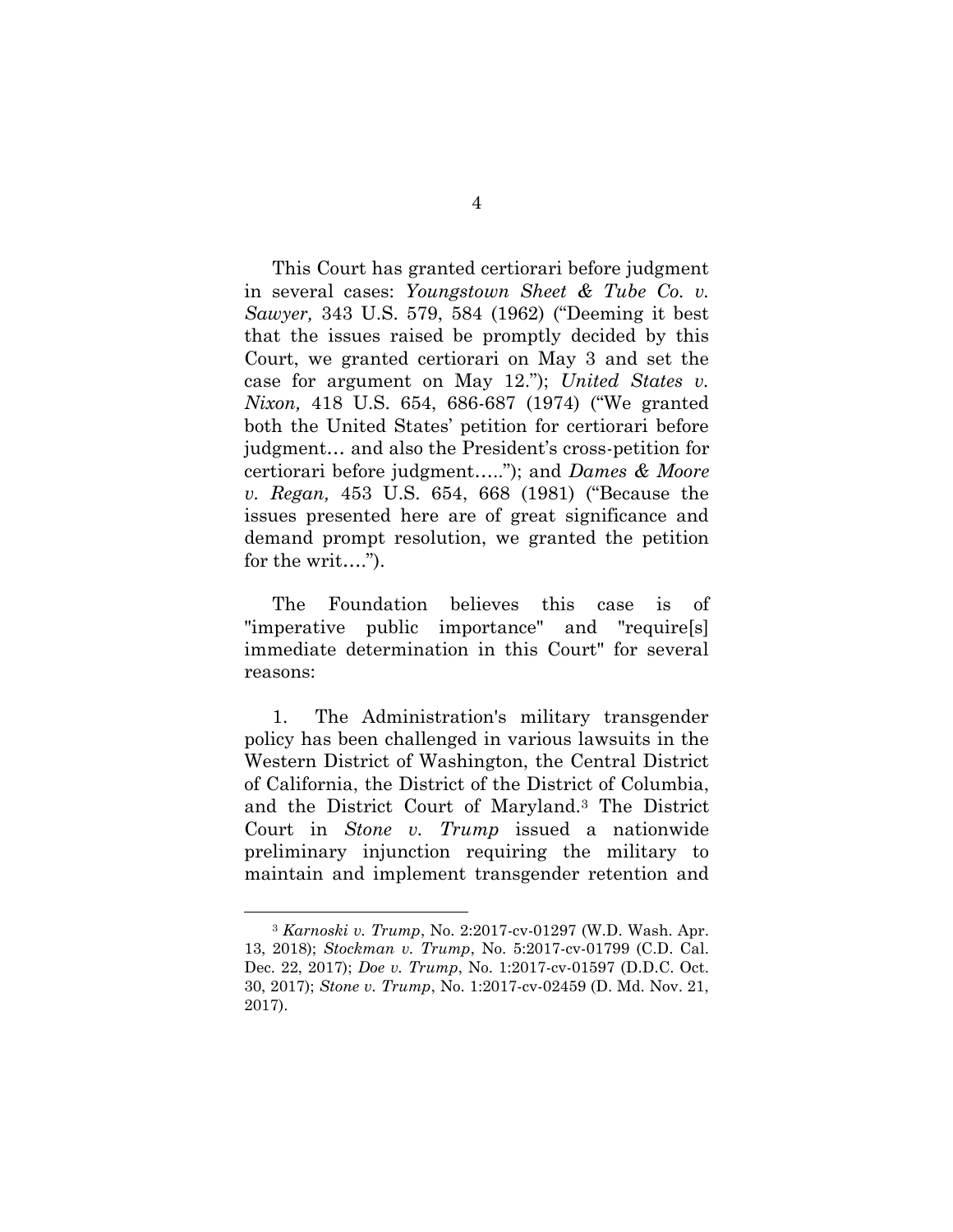This Court has granted certiorari before judgment in several cases: *Youngstown Sheet & Tube Co. v. Sawyer,* 343 U.S. 579, 584 (1962) ("Deeming it best that the issues raised be promptly decided by this Court, we granted certiorari on May 3 and set the case for argument on May 12."); *United States v. Nixon,* 418 U.S. 654, 686-687 (1974) ("We granted both the United States' petition for certiorari before judgment… and also the President's cross-petition for certiorari before judgment….."); and *Dames & Moore v. Regan,* 453 U.S. 654, 668 (1981) ("Because the issues presented here are of great significance and demand prompt resolution, we granted the petition for the writ….").

The Foundation believes this case is of "imperative public importance" and "require[s] immediate determination in this Court" for several reasons:

1. The Administration's military transgender policy has been challenged in various lawsuits in the Western District of Washington, the Central District of California, the District of the District of Columbia, and the District Court of Maryland.[3] The District Court in *Stone v. Trump* issued a nationwide preliminary injunction requiring the military to maintain and implement transgender retention and

[3] *Karnoski v. Trump*, No. 2:2017-cv-01297 (W.D. Wash. Apr. 13, 2018); *Stockman v. Trump*, No. 5:2017-cv-01799 (C.D. Cal. Dec. 22, 2017); *Doe v. Trump*, No. 1:2017-cv-01597 (D.D.C. Oct. 30, 2017); *Stone v. Trump*, No. 1:2017-cv-02459 (D. Md. Nov. 21, 2017).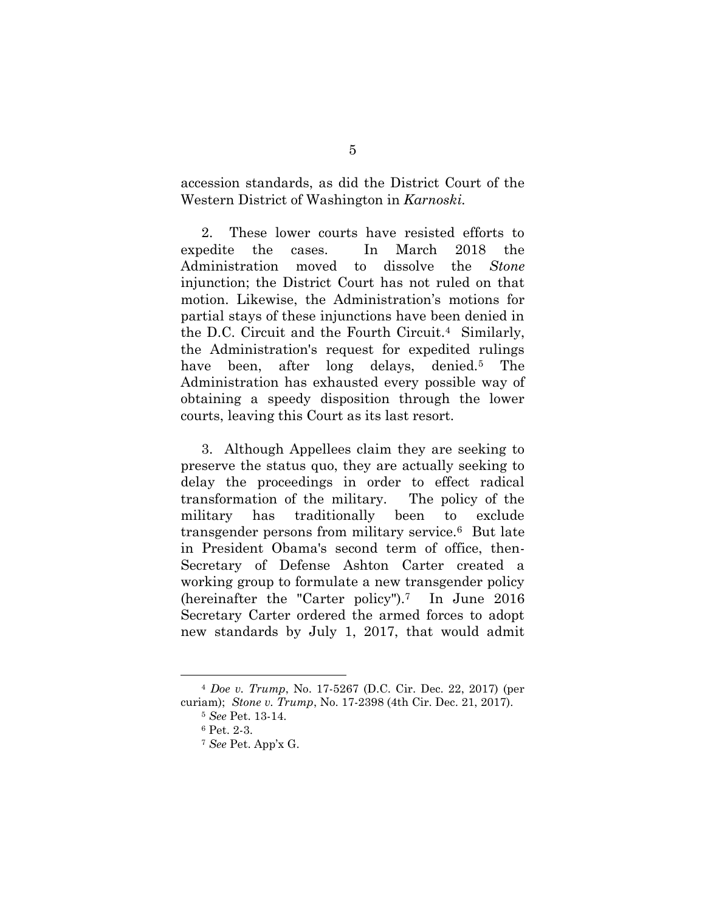accession standards, as did the District Court of the Western District of Washington in *Karnoski*.

2. These lower courts have resisted efforts to expedite the cases. In March 2018 the Administration moved to dissolve the *Stone* injunction; the District Court has not ruled on that motion. Likewise, the Administration's motions for partial stays of these injunctions have been denied in the D.C. Circuit and the Fourth Circuit.[4] Similarly, the Administration's request for expedited rulings have been, after long delays, denied.[5] The Administration has exhausted every possible way of obtaining a speedy disposition through the lower courts, leaving this Court as its last resort.

3. Although Appellees claim they are seeking to preserve the status quo, they are actually seeking to delay the proceedings in order to effect radical transformation of the military. The policy of the military has traditionally been to exclude transgender persons from military service.[6] But late in President Obama's second term of office, then-Secretary of Defense Ashton Carter created a working group to formulate a new transgender policy (hereinafter the "Carter policy").[7] In June 2016 Secretary Carter ordered the armed forces to adopt new standards by July 1, 2017, that would admit

---

[4] *Doe v. Trump*, No. 17-5267 (D.C. Cir. Dec. 22, 2017) (per curiam); *Stone v. Trump*, No. 17-2398 (4th Cir. Dec. 21, 2017).

[5] *See* Pet. 13-14.

[6] Pet. 2-3.

[7] *See* Pet. App'x G.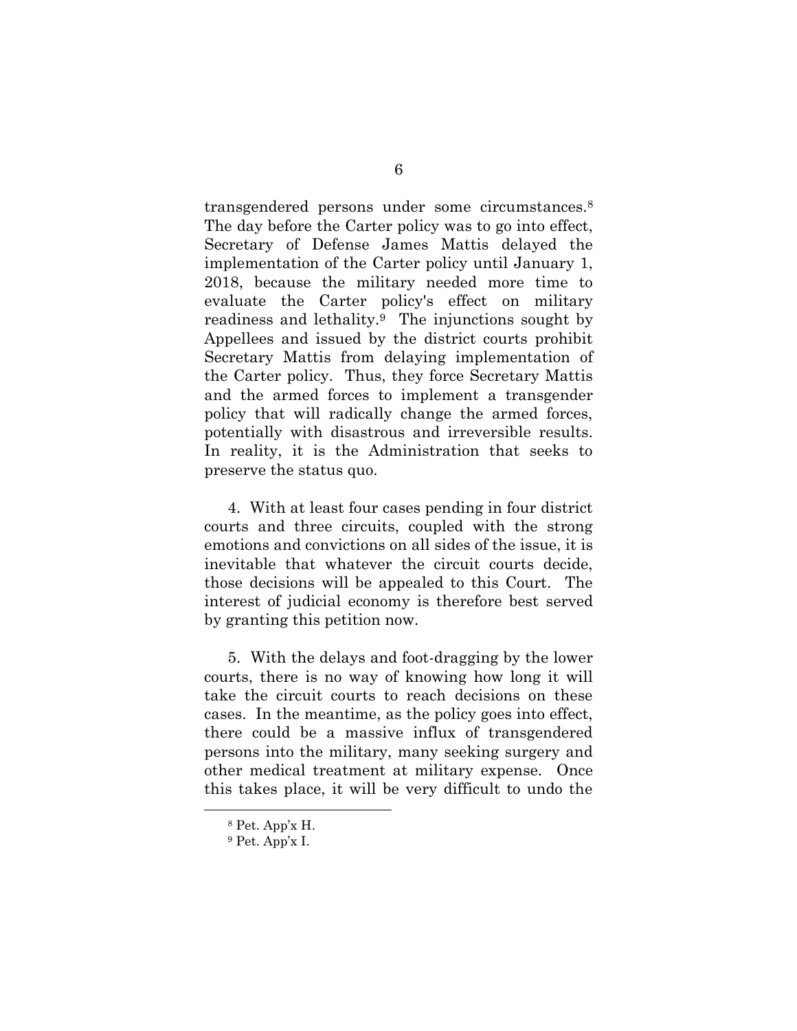transgendered persons under some circumstances.[8] The day before the Carter policy was to go into effect, Secretary of Defense James Mattis delayed the implementation of the Carter policy until January 1, 2018, because the military needed more time to evaluate the Carter policy's effect on military readiness and lethality.[9] The injunctions sought by Appellees and issued by the district courts prohibit Secretary Mattis from delaying implementation of the Carter policy. Thus, they force Secretary Mattis and the armed forces to implement a transgender policy that will radically change the armed forces, potentially with disastrous and irreversible results. In reality, it is the Administration that seeks to preserve the status quo.

4. With at least four cases pending in four district courts and three circuits, coupled with the strong emotions and convictions on all sides of the issue, it is inevitable that whatever the circuit courts decide, those decisions will be appealed to this Court. The interest of judicial economy is therefore best served by granting this petition now.

5. With the delays and foot-dragging by the lower courts, there is no way of knowing how long it will take the circuit courts to reach decisions on these cases. In the meantime, as the policy goes into effect, there could be a massive influx of transgendered persons into the military, many seeking surgery and other medical treatment at military expense. Once this takes place, it will be very difficult to undo the

---

[8] Pet. App'x H.

[9] Pet. App'x I.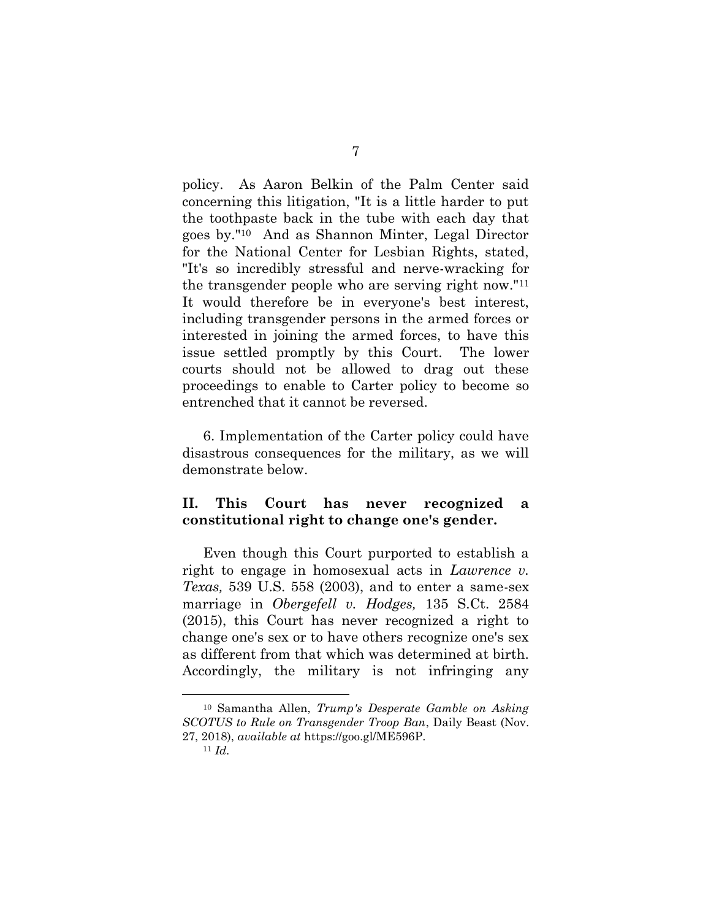policy. As Aaron Belkin of the Palm Center said concerning this litigation, "It is a little harder to put the toothpaste back in the tube with each day that goes by."[10] And as Shannon Minter, Legal Director for the National Center for Lesbian Rights, stated, "It's so incredibly stressful and nerve-wracking for the transgender people who are serving right now."[11] It would therefore be in everyone's best interest, including transgender persons in the armed forces or interested in joining the armed forces, to have this issue settled promptly by this Court. The lower courts should not be allowed to drag out these proceedings to enable to Carter policy to become so entrenched that it cannot be reversed.

6. Implementation of the Carter policy could have disastrous consequences for the military, as we will demonstrate below.

## II. This Court has never recognized a constitutional right to change one's gender.

Even though this Court purported to establish a right to engage in homosexual acts in *Lawrence v. Texas,* 539 U.S. 558 (2003), and to enter a same-sex marriage in *Obergefell v. Hodges,* 135 S.Ct. 2584 (2015), this Court has never recognized a right to change one's sex or to have others recognize one's sex as different from that which was determined at birth. Accordingly, the military is not infringing any

---

[10] Samantha Allen, *Trump's Desperate Gamble on Asking SCOTUS to Rule on Transgender Troop Ban*, Daily Beast (Nov. 27, 2018), *available at* https://goo.gl/ME596P.

[11] *Id.*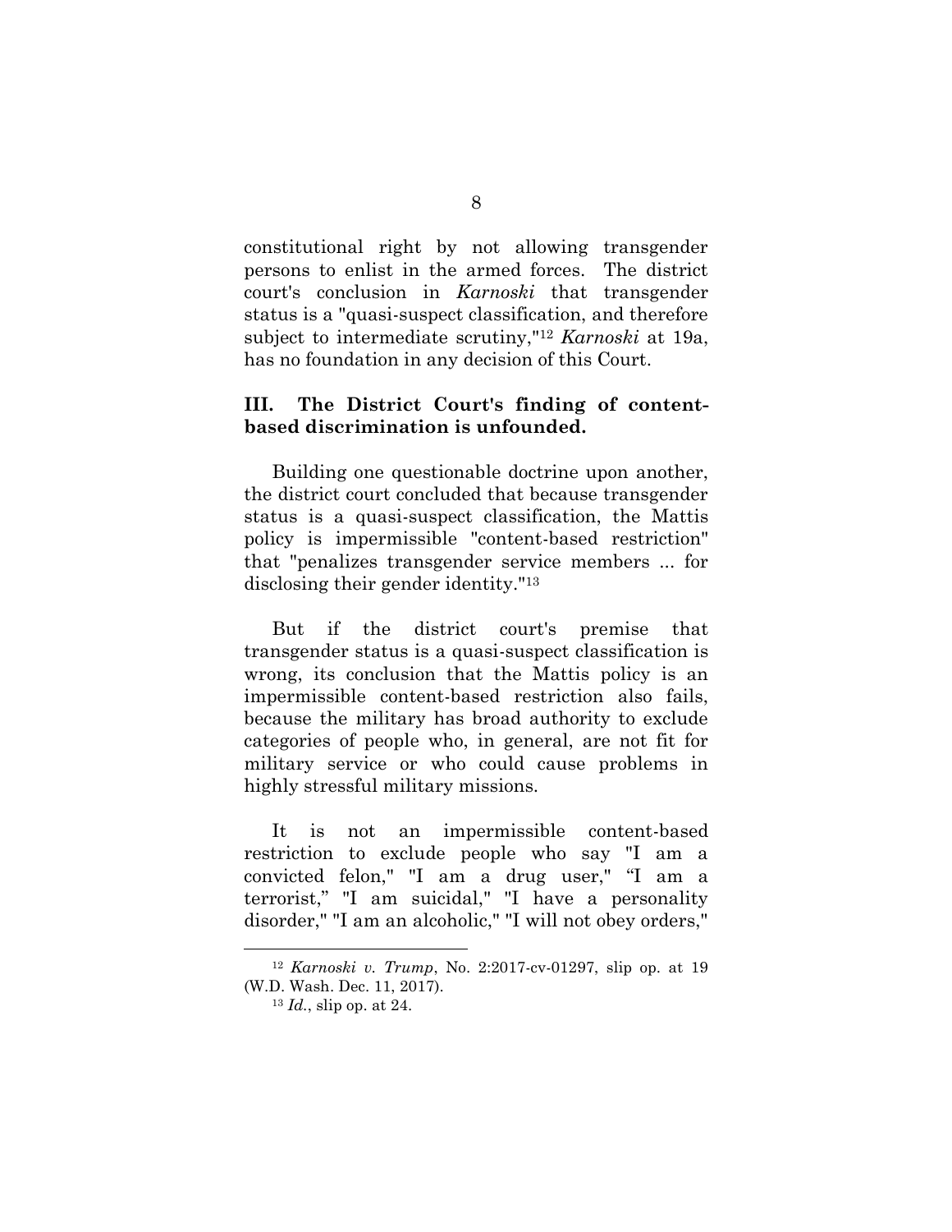constitutional right by not allowing transgender persons to enlist in the armed forces. The district court's conclusion in *Karnoski* that transgender status is a "quasi-suspect classification, and therefore subject to intermediate scrutiny,"[12] *Karnoski* at 19a, has no foundation in any decision of this Court.

### III. The District Court's finding of content-based discrimination is unfounded.

Building one questionable doctrine upon another, the district court concluded that because transgender status is a quasi-suspect classification, the Mattis policy is impermissible "content-based restriction" that "penalizes transgender service members ... for disclosing their gender identity."[13]

But if the district court's premise that transgender status is a quasi-suspect classification is wrong, its conclusion that the Mattis policy is an impermissible content-based restriction also fails, because the military has broad authority to exclude categories of people who, in general, are not fit for military service or who could cause problems in highly stressful military missions.

It is not an impermissible content-based restriction to exclude people who say "I am a convicted felon," "I am a drug user," "I am a terrorist," "I am suicidal," "I have a personality disorder," "I am an alcoholic," "I will not obey orders,"

---

[12] *Karnoski v. Trump*, No. 2:2017-cv-01297, slip op. at 19 (W.D. Wash. Dec. 11, 2017).

[13] *Id.*, slip op. at 24.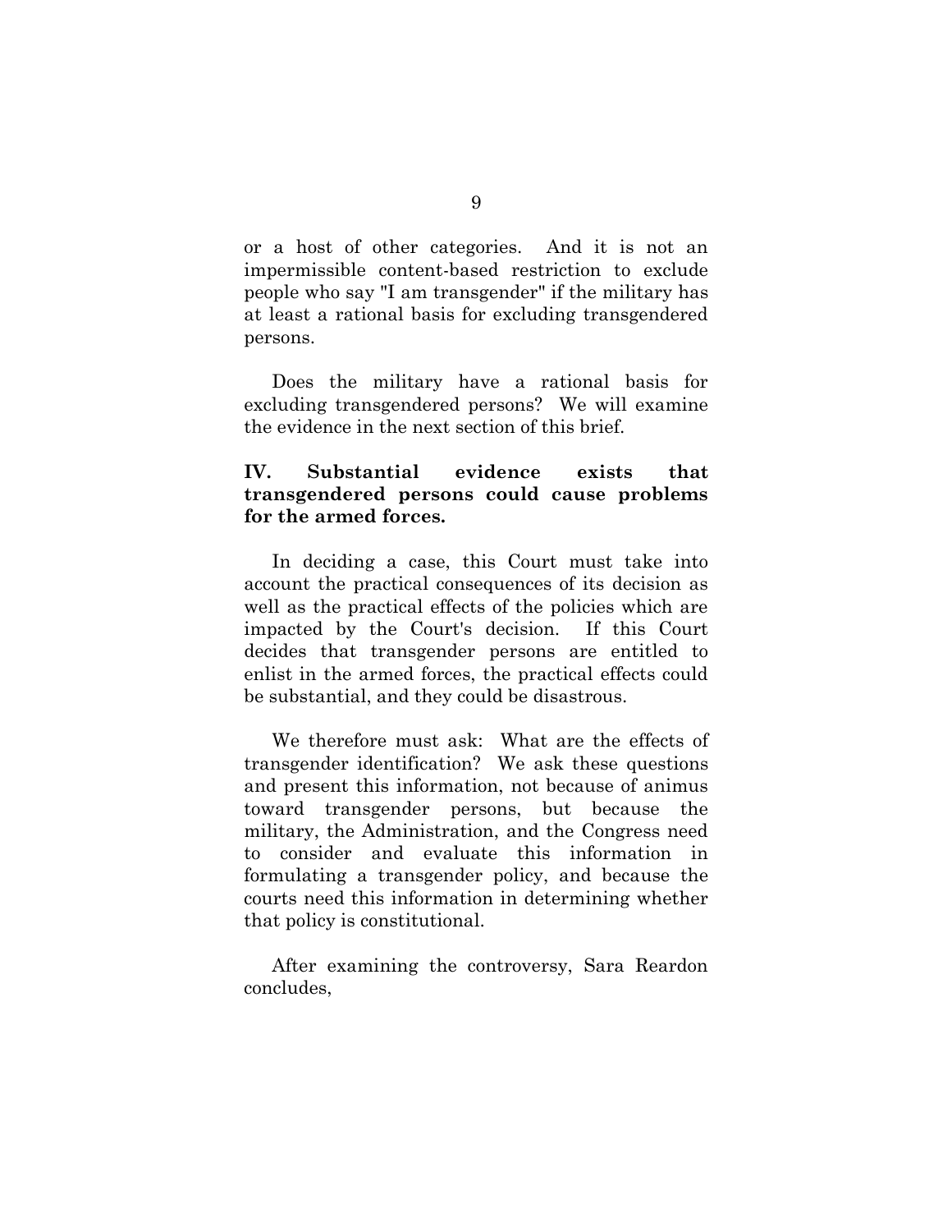or a host of other categories. And it is not an impermissible content-based restriction to exclude people who say "I am transgender" if the military has at least a rational basis for excluding transgendered persons.

Does the military have a rational basis for excluding transgendered persons? We will examine the evidence in the next section of this brief.

## IV. Substantial evidence exists that transgendered persons could cause problems for the armed forces.

In deciding a case, this Court must take into account the practical consequences of its decision as well as the practical effects of the policies which are impacted by the Court's decision. If this Court decides that transgender persons are entitled to enlist in the armed forces, the practical effects could be substantial, and they could be disastrous.

We therefore must ask: What are the effects of transgender identification? We ask these questions and present this information, not because of animus toward transgender persons, but because the military, the Administration, and the Congress need to consider and evaluate this information in formulating a transgender policy, and because the courts need this information in determining whether that policy is constitutional.

After examining the controversy, Sara Reardon concludes,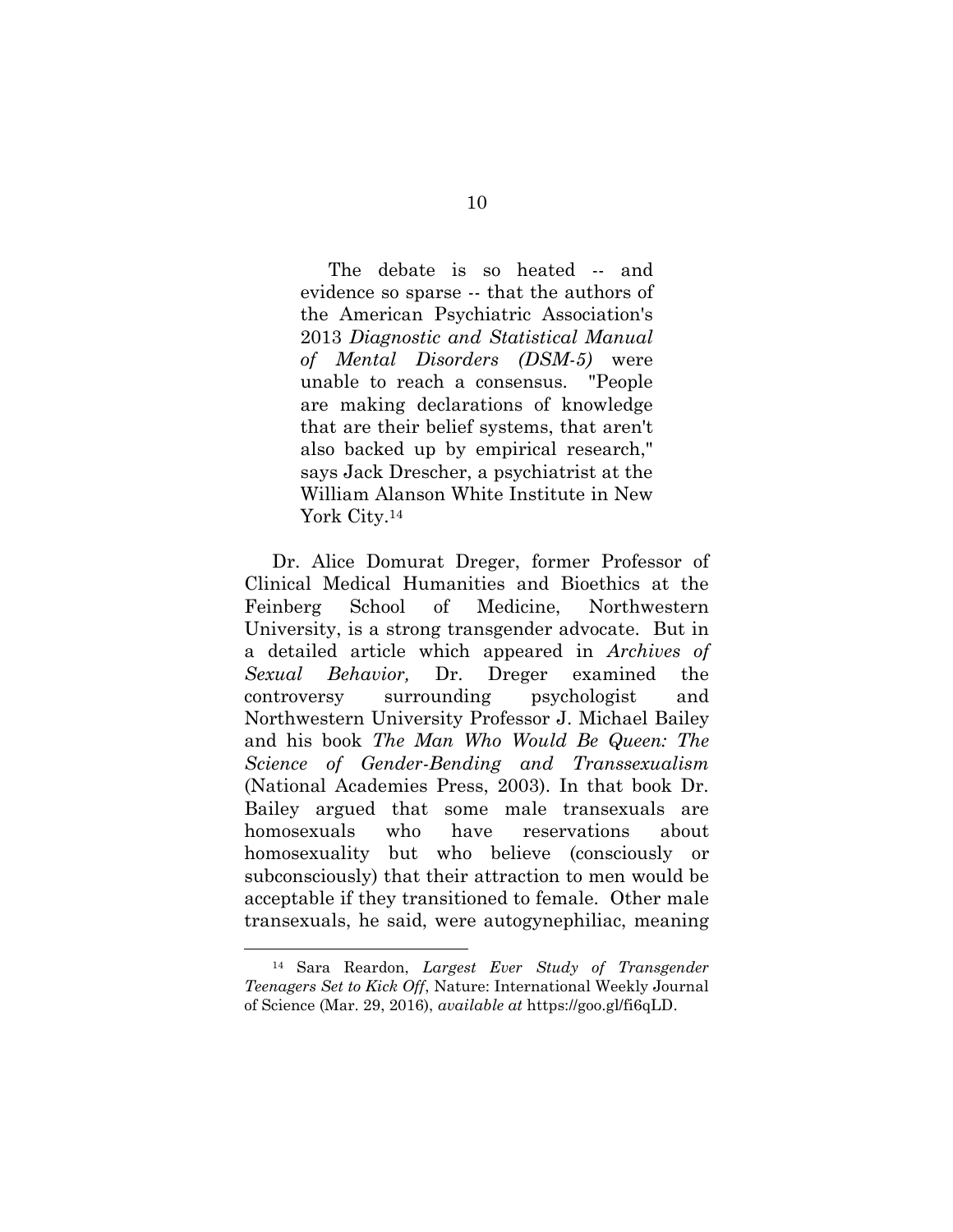> The debate is so heated -- and evidence so sparse -- that the authors of the American Psychiatric Association's 2013 *Diagnostic and Statistical Manual of Mental Disorders (DSM-5)* were unable to reach a consensus. "People are making declarations of knowledge that are their belief systems, that aren't also backed up by empirical research," says Jack Drescher, a psychiatrist at the William Alanson White Institute in New York City.[14]

Dr. Alice Domurat Dreger, former Professor of Clinical Medical Humanities and Bioethics at the Feinberg School of Medicine, Northwestern University, is a strong transgender advocate. But in a detailed article which appeared in *Archives of Sexual Behavior,* Dr. Dreger examined the controversy surrounding psychologist and Northwestern University Professor J. Michael Bailey and his book *The Man Who Would Be Queen: The Science of Gender-Bending and Transsexualism* (National Academies Press, 2003). In that book Dr. Bailey argued that some male transexuals are homosexuals who have reservations about homosexuality but who believe (consciously or subconsciously) that their attraction to men would be acceptable if they transitioned to female. Other male transexuals, he said, were autogynephiliac, meaning

---

[14] Sara Reardon, *Largest Ever Study of Transgender Teenagers Set to Kick Off*, Nature: International Weekly Journal of Science (Mar. 29, 2016), *available at* https://goo.gl/fi6qLD.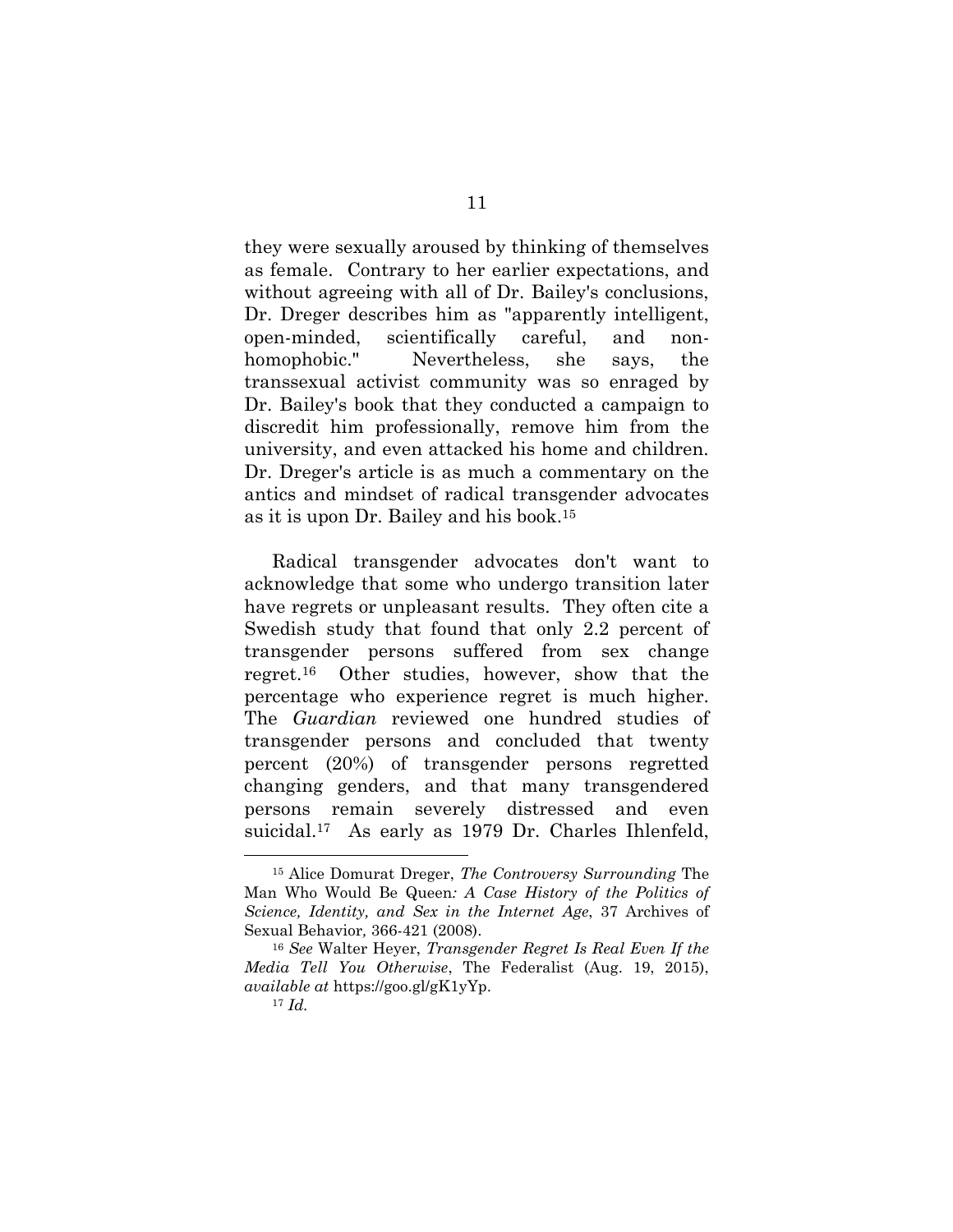they were sexually aroused by thinking of themselves as female. Contrary to her earlier expectations, and without agreeing with all of Dr. Bailey's conclusions, Dr. Dreger describes him as "apparently intelligent, open-minded, scientifically careful, and non-homophobic." Nevertheless, she says, the transsexual activist community was so enraged by Dr. Bailey's book that they conducted a campaign to discredit him professionally, remove him from the university, and even attacked his home and children. Dr. Dreger's article is as much a commentary on the antics and mindset of radical transgender advocates as it is upon Dr. Bailey and his book.[15]

Radical transgender advocates don't want to acknowledge that some who undergo transition later have regrets or unpleasant results. They often cite a Swedish study that found that only 2.2 percent of transgender persons suffered from sex change regret.[16] Other studies, however, show that the percentage who experience regret is much higher. The *Guardian* reviewed one hundred studies of transgender persons and concluded that twenty percent (20%) of transgender persons regretted changing genders, and that many transgendered persons remain severely distressed and even suicidal.[17] As early as 1979 Dr. Charles Ihlenfeld,

---

[15] Alice Domurat Dreger, *The Controversy Surrounding* The Man Who Would Be Queen*: A Case History of the Politics of Science, Identity, and Sex in the Internet Age*, 37 Archives of Sexual Behavior*,* 366-421 (2008).

[16] *See* Walter Heyer, *Transgender Regret Is Real Even If the Media Tell You Otherwise*, The Federalist (Aug. 19, 2015), *available at* https://goo.gl/gK1yYp.

[17] *Id.*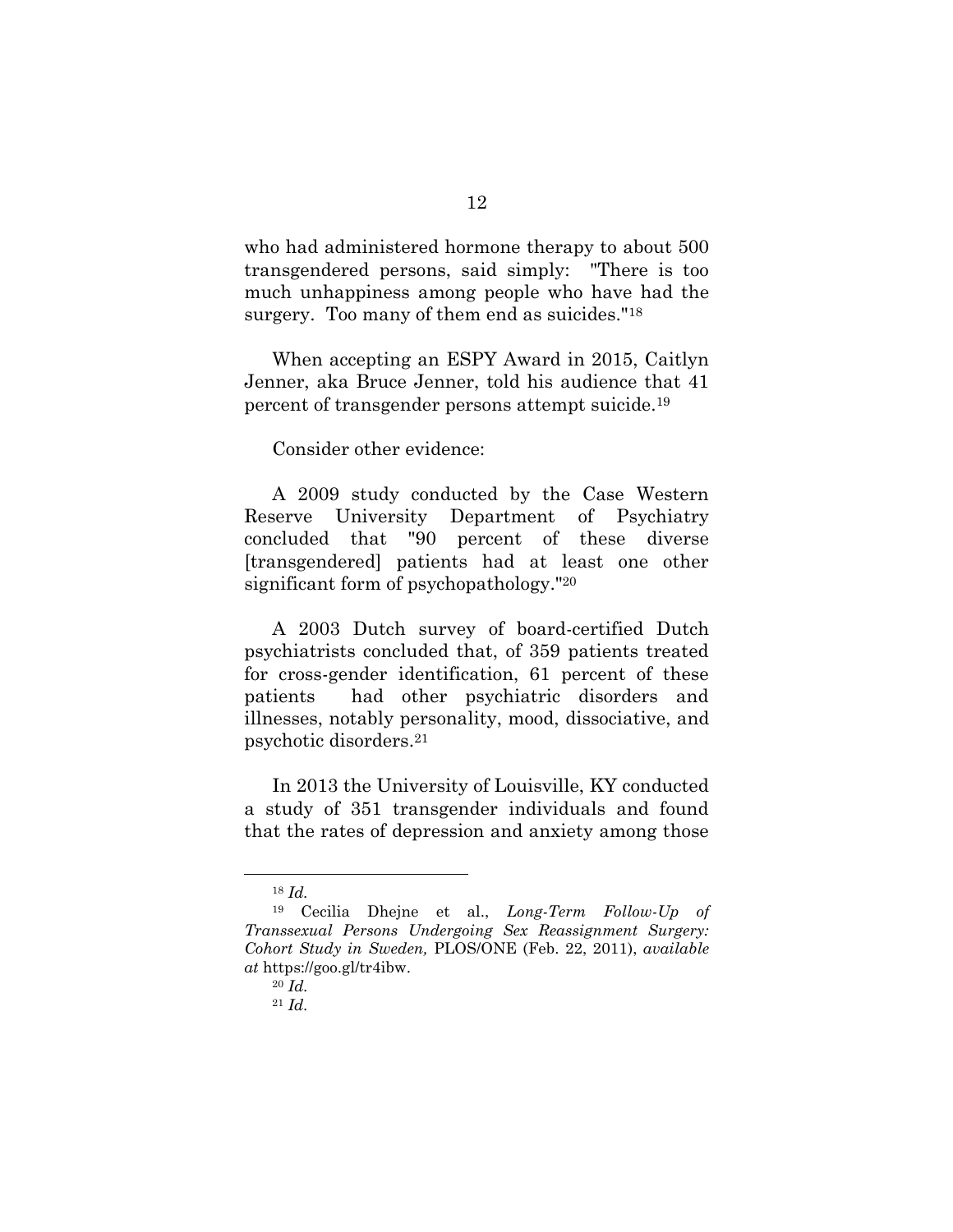who had administered hormone therapy to about 500 transgendered persons, said simply: "There is too much unhappiness among people who have had the surgery. Too many of them end as suicides."[18]

When accepting an ESPY Award in 2015, Caitlyn Jenner, aka Bruce Jenner, told his audience that 41 percent of transgender persons attempt suicide.[19]

Consider other evidence:

A 2009 study conducted by the Case Western Reserve University Department of Psychiatry concluded that "90 percent of these diverse [transgendered] patients had at least one other significant form of psychopathology."[20]

A 2003 Dutch survey of board-certified Dutch psychiatrists concluded that, of 359 patients treated for cross-gender identification, 61 percent of these patients had other psychiatric disorders and illnesses, notably personality, mood, dissociative, and psychotic disorders.[21]

In 2013 the University of Louisville, KY conducted a study of 351 transgender individuals and found that the rates of depression and anxiety among those

---

[18] *Id.*

[19] Cecilia Dhejne et al., *Long-Term Follow-Up of Transsexual Persons Undergoing Sex Reassignment Surgery: Cohort Study in Sweden,* PLOS/ONE (Feb. 22, 2011), *available at* https://goo.gl/tr4ibw.

[20] *Id.*

[21] *Id.*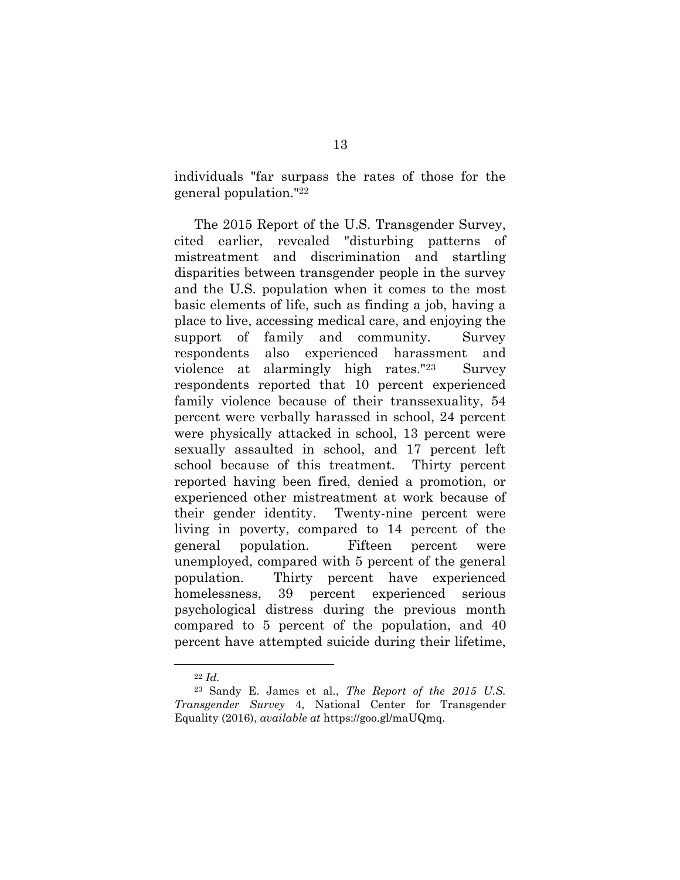individuals "far surpass the rates of those for the general population."[22]

The 2015 Report of the U.S. Transgender Survey, cited earlier, revealed "disturbing patterns of mistreatment and discrimination and startling disparities between transgender people in the survey and the U.S. population when it comes to the most basic elements of life, such as finding a job, having a place to live, accessing medical care, and enjoying the support of family and community. Survey respondents also experienced harassment and violence at alarmingly high rates."[23] Survey respondents reported that 10 percent experienced family violence because of their transsexuality, 54 percent were verbally harassed in school, 24 percent were physically attacked in school, 13 percent were sexually assaulted in school, and 17 percent left school because of this treatment. Thirty percent reported having been fired, denied a promotion, or experienced other mistreatment at work because of their gender identity. Twenty-nine percent were living in poverty, compared to 14 percent of the general population. Fifteen percent were unemployed, compared with 5 percent of the general population. Thirty percent have experienced homelessness, 39 percent experienced serious psychological distress during the previous month compared to 5 percent of the population, and 40 percent have attempted suicide during their lifetime,

---

[22] *Id.*

[23] Sandy E. James et al., *The Report of the 2015 U.S. Transgender Survey* 4, National Center for Transgender Equality (2016), *available at* https://goo.gl/maUQmq.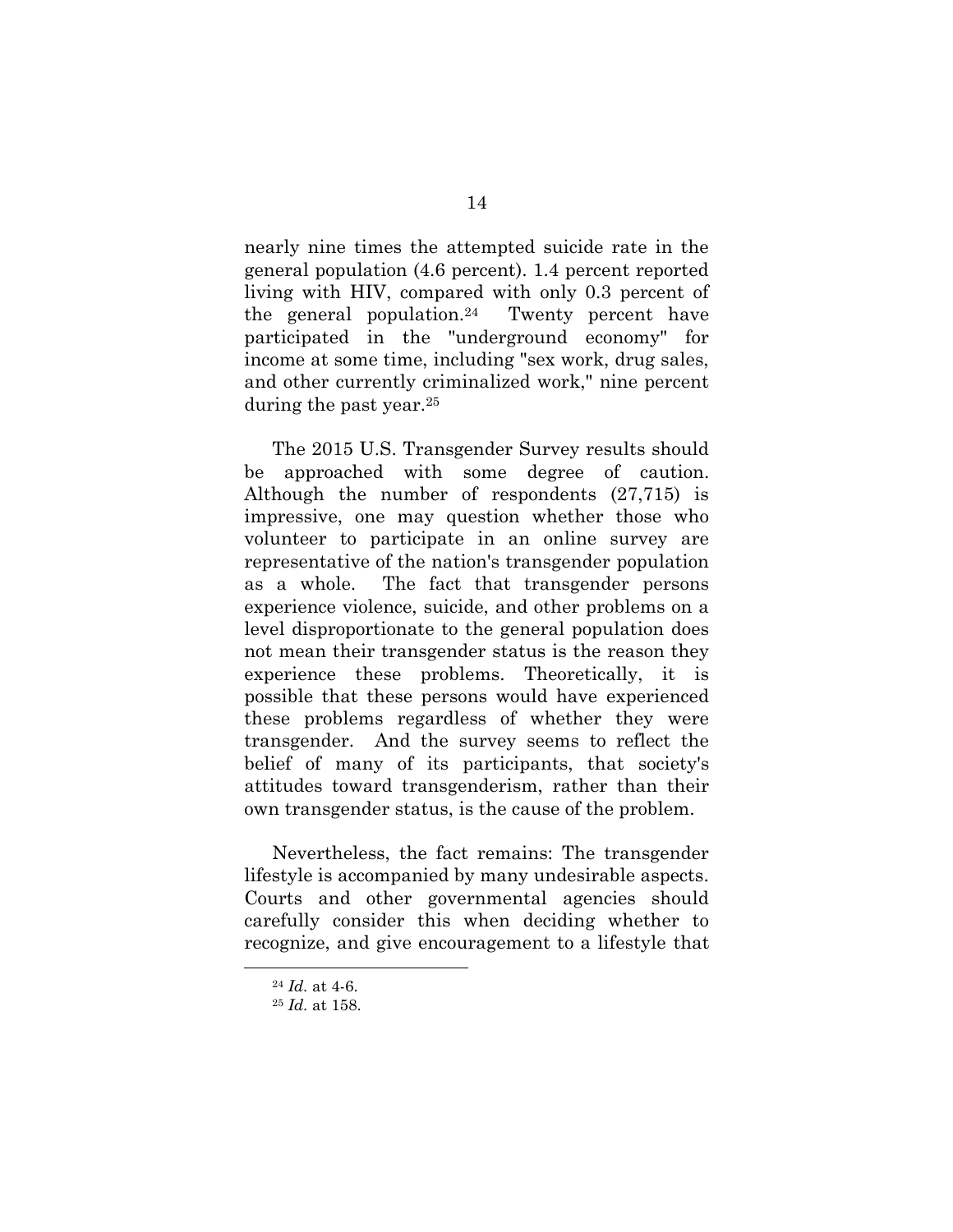nearly nine times the attempted suicide rate in the general population (4.6 percent). 1.4 percent reported living with HIV, compared with only 0.3 percent of the general population.[24] Twenty percent have participated in the "underground economy" for income at some time, including "sex work, drug sales, and other currently criminalized work," nine percent during the past year.[25]

The 2015 U.S. Transgender Survey results should be approached with some degree of caution. Although the number of respondents (27,715) is impressive, one may question whether those who volunteer to participate in an online survey are representative of the nation's transgender population as a whole. The fact that transgender persons experience violence, suicide, and other problems on a level disproportionate to the general population does not mean their transgender status is the reason they experience these problems. Theoretically, it is possible that these persons would have experienced these problems regardless of whether they were transgender. And the survey seems to reflect the belief of many of its participants, that society's attitudes toward transgenderism, rather than their own transgender status, is the cause of the problem.

Nevertheless, the fact remains: The transgender lifestyle is accompanied by many undesirable aspects. Courts and other governmental agencies should carefully consider this when deciding whether to recognize, and give encouragement to a lifestyle that

---

[24] *Id.* at 4-6.

[25] *Id.* at 158.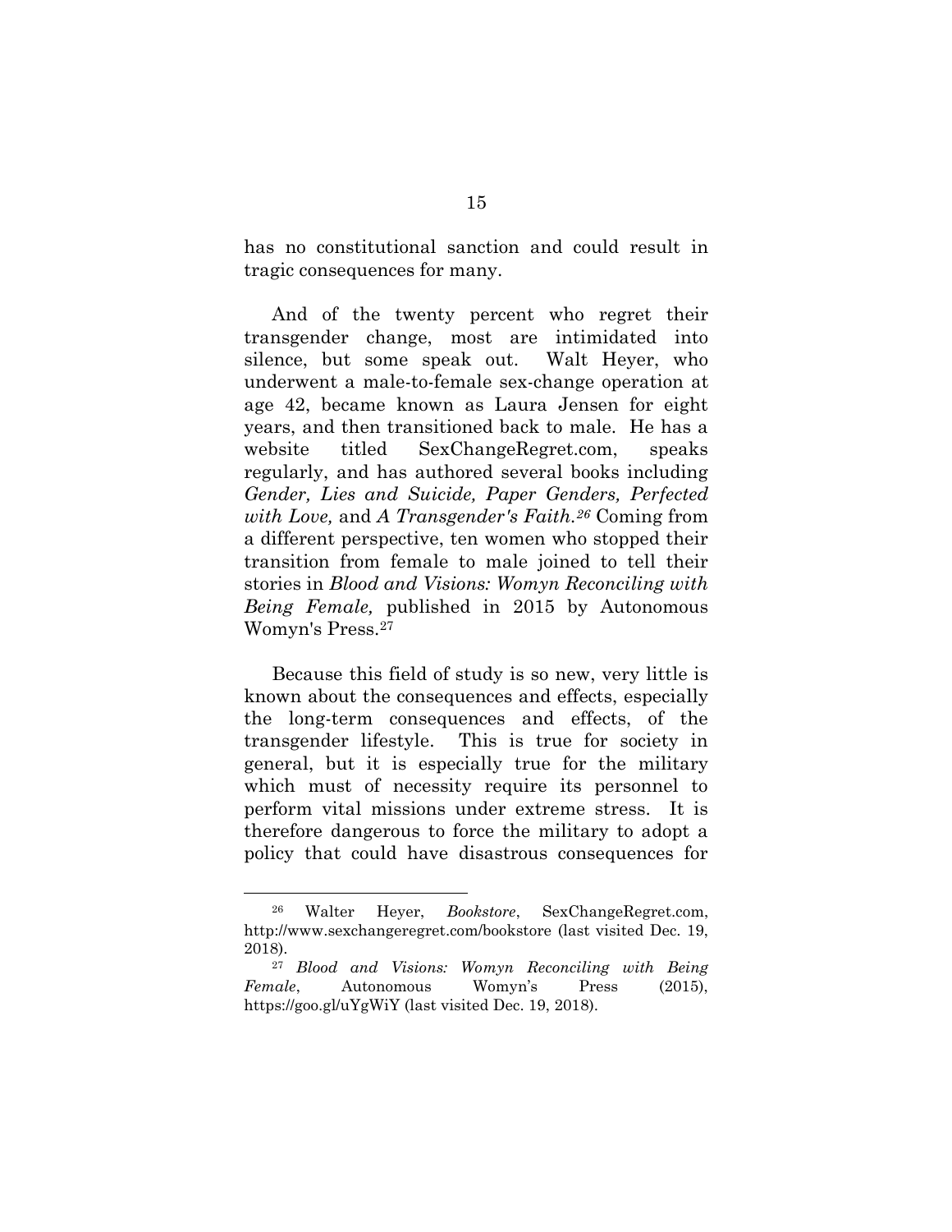has no constitutional sanction and could result in tragic consequences for many.

And of the twenty percent who regret their transgender change, most are intimidated into silence, but some speak out. Walt Heyer, who underwent a male-to-female sex-change operation at age 42, became known as Laura Jensen for eight years, and then transitioned back to male. He has a website titled SexChangeRegret.com, speaks regularly, and has authored several books including *Gender, Lies and Suicide, Paper Genders, Perfected with Love,* and *A Transgender's Faith.*[26] Coming from a different perspective, ten women who stopped their transition from female to male joined to tell their stories in *Blood and Visions: Womyn Reconciling with Being Female,* published in 2015 by Autonomous Womyn's Press.[27]

Because this field of study is so new, very little is known about the consequences and effects, especially the long-term consequences and effects, of the transgender lifestyle. This is true for society in general, but it is especially true for the military which must of necessity require its personnel to perform vital missions under extreme stress. It is therefore dangerous to force the military to adopt a policy that could have disastrous consequences for

---

[26] Walter Heyer, *Bookstore*, SexChangeRegret.com, http://www.sexchangeregret.com/bookstore (last visited Dec. 19, 2018).

[27] *Blood and Visions: Womyn Reconciling with Being Female*, Autonomous Womyn's Press (2015), https://goo.gl/uYgWiY (last visited Dec. 19, 2018).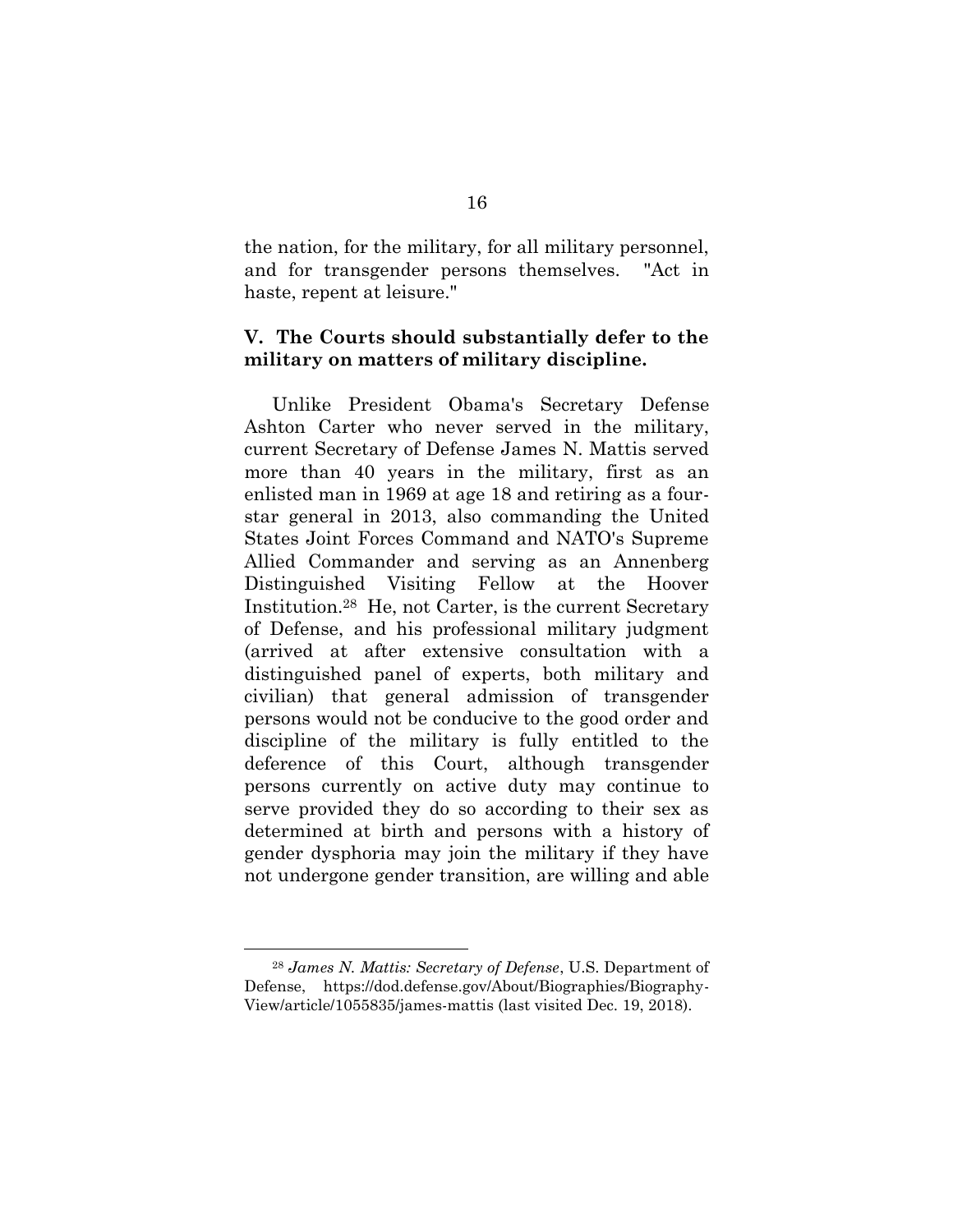the nation, for the military, for all military personnel, and for transgender persons themselves. "Act in haste, repent at leisure."

### V. The Courts should substantially defer to the military on matters of military discipline.

Unlike President Obama's Secretary Defense Ashton Carter who never served in the military, current Secretary of Defense James N. Mattis served more than 40 years in the military, first as an enlisted man in 1969 at age 18 and retiring as a four-star general in 2013, also commanding the United States Joint Forces Command and NATO's Supreme Allied Commander and serving as an Annenberg Distinguished Visiting Fellow at the Hoover Institution.[28] He, not Carter, is the current Secretary of Defense, and his professional military judgment (arrived at after extensive consultation with a distinguished panel of experts, both military and civilian) that general admission of transgender persons would not be conducive to the good order and discipline of the military is fully entitled to the deference of this Court, although transgender persons currently on active duty may continue to serve provided they do so according to their sex as determined at birth and persons with a history of gender dysphoria may join the military if they have not undergone gender transition, are willing and able

---

[28] *James N. Mattis: Secretary of Defense*, U.S. Department of Defense, https://dod.defense.gov/About/Biographies/Biography-View/article/1055835/james-mattis (last visited Dec. 19, 2018).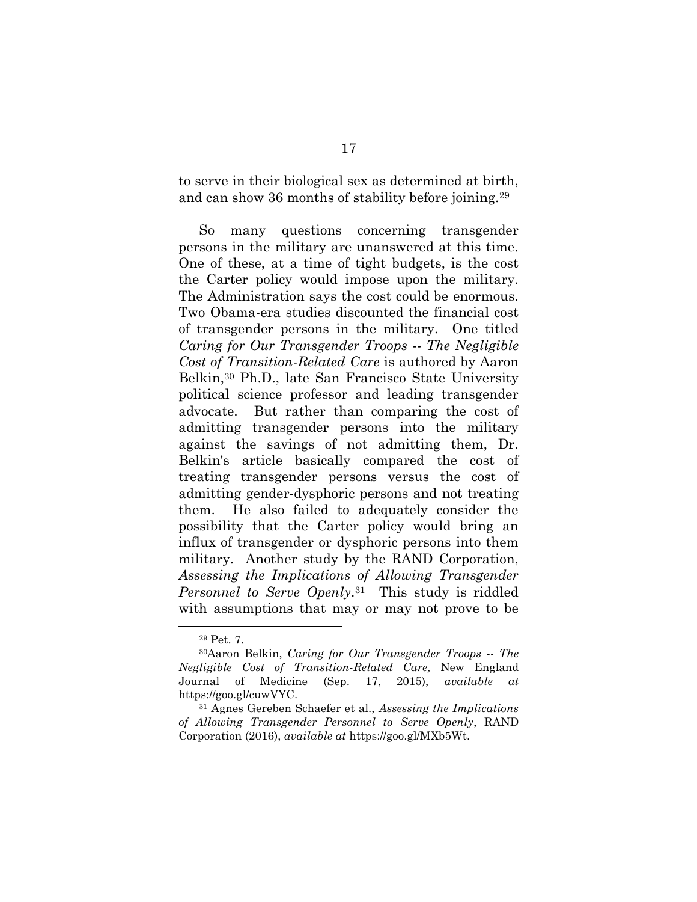to serve in their biological sex as determined at birth, and can show 36 months of stability before joining.[29]

So many questions concerning transgender persons in the military are unanswered at this time. One of these, at a time of tight budgets, is the cost the Carter policy would impose upon the military. The Administration says the cost could be enormous. Two Obama-era studies discounted the financial cost of transgender persons in the military. One titled *Caring for Our Transgender Troops -- The Negligible Cost of Transition-Related Care* is authored by Aaron Belkin,[30] Ph.D., late San Francisco State University political science professor and leading transgender advocate. But rather than comparing the cost of admitting transgender persons into the military against the savings of not admitting them, Dr. Belkin's article basically compared the cost of treating transgender persons versus the cost of admitting gender-dysphoric persons and not treating them. He also failed to adequately consider the possibility that the Carter policy would bring an influx of transgender or dysphoric persons into them military. Another study by the RAND Corporation, *Assessing the Implications of Allowing Transgender Personnel to Serve Openly*.[31] This study is riddled with assumptions that may or may not prove to be

---

[29] Pet. 7.

[30] Aaron Belkin, *Caring for Our Transgender Troops -- The Negligible Cost of Transition-Related Care,* New England Journal of Medicine (Sep. 17, 2015), *available at* https://goo.gl/cuwVYC.

[31] Agnes Gereben Schaefer et al., *Assessing the Implications of Allowing Transgender Personnel to Serve Openly*, RAND Corporation (2016), *available at* https://goo.gl/MXb5Wt.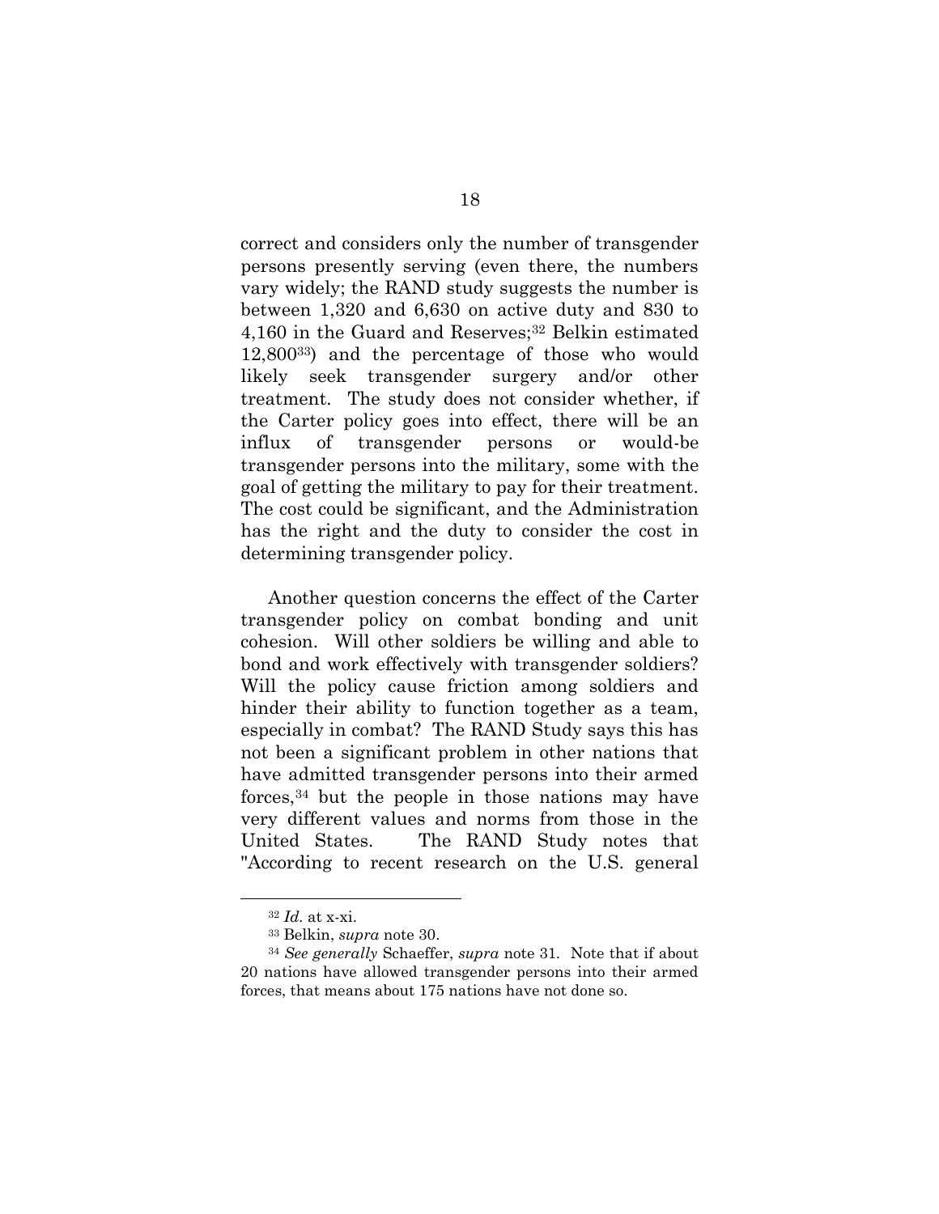correct and considers only the number of transgender persons presently serving (even there, the numbers vary widely; the RAND study suggests the number is between 1,320 and 6,630 on active duty and 830 to 4,160 in the Guard and Reserves;[32] Belkin estimated 12,800[33]) and the percentage of those who would likely seek transgender surgery and/or other treatment. The study does not consider whether, if the Carter policy goes into effect, there will be an influx of transgender persons or would-be transgender persons into the military, some with the goal of getting the military to pay for their treatment. The cost could be significant, and the Administration has the right and the duty to consider the cost in determining transgender policy.

Another question concerns the effect of the Carter transgender policy on combat bonding and unit cohesion. Will other soldiers be willing and able to bond and work effectively with transgender soldiers? Will the policy cause friction among soldiers and hinder their ability to function together as a team, especially in combat? The RAND Study says this has not been a significant problem in other nations that have admitted transgender persons into their armed forces,[34] but the people in those nations may have very different values and norms from those in the United States. The RAND Study notes that "According to recent research on the U.S. general

---

[32] *Id.* at x-xi.

[33] Belkin, *supra* note 30.

[34] *See generally* Schaeffer, *supra* note 31. Note that if about 20 nations have allowed transgender persons into their armed forces, that means about 175 nations have not done so.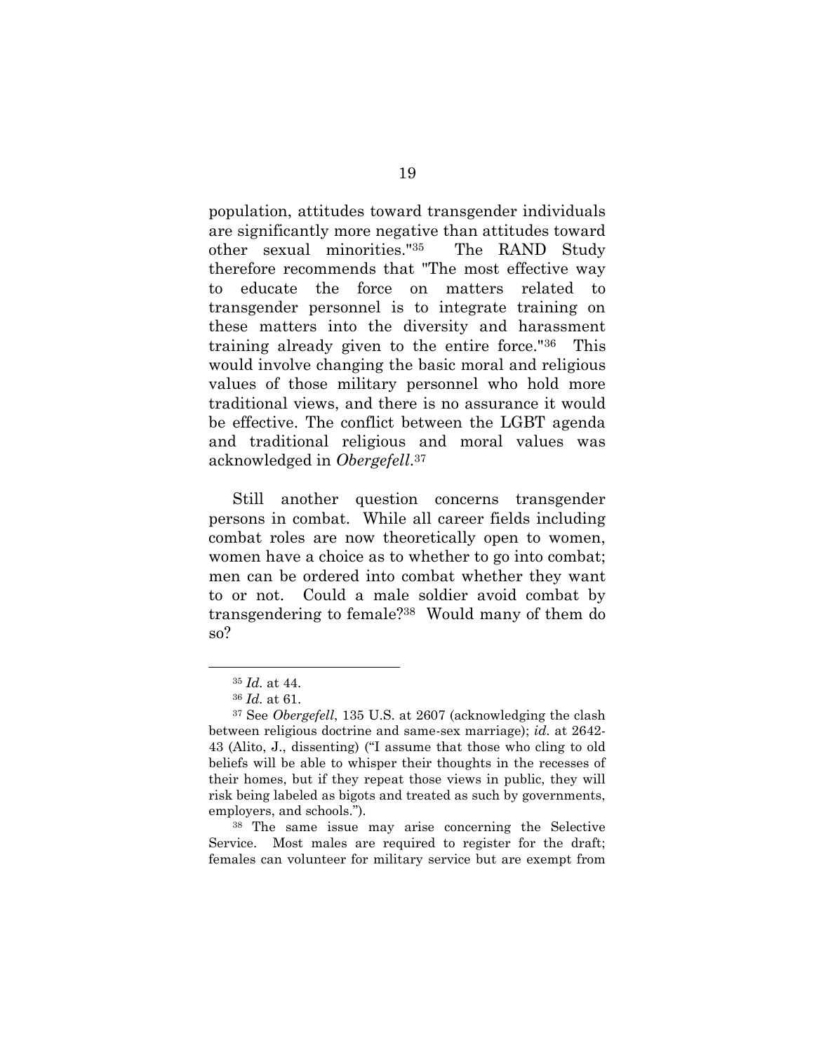population, attitudes toward transgender individuals are significantly more negative than attitudes toward other sexual minorities."[35] The RAND Study therefore recommends that "The most effective way to educate the force on matters related to transgender personnel is to integrate training on these matters into the diversity and harassment training already given to the entire force."[36] This would involve changing the basic moral and religious values of those military personnel who hold more traditional views, and there is no assurance it would be effective. The conflict between the LGBT agenda and traditional religious and moral values was acknowledged in *Obergefell*.[37]

Still another question concerns transgender persons in combat. While all career fields including combat roles are now theoretically open to women, women have a choice as to whether to go into combat; men can be ordered into combat whether they want to or not. Could a male soldier avoid combat by transgendering to female?[38] Would many of them do so?

---

[35] *Id.* at 44.

[36] *Id.* at 61.

[37] See *Obergefell*, 135 U.S. at 2607 (acknowledging the clash between religious doctrine and same-sex marriage); *id*. at 2642-43 (Alito, J., dissenting) ("I assume that those who cling to old beliefs will be able to whisper their thoughts in the recesses of their homes, but if they repeat those views in public, they will risk being labeled as bigots and treated as such by governments, employers, and schools.").

[38] The same issue may arise concerning the Selective Service. Most males are required to register for the draft; females can volunteer for military service but are exempt from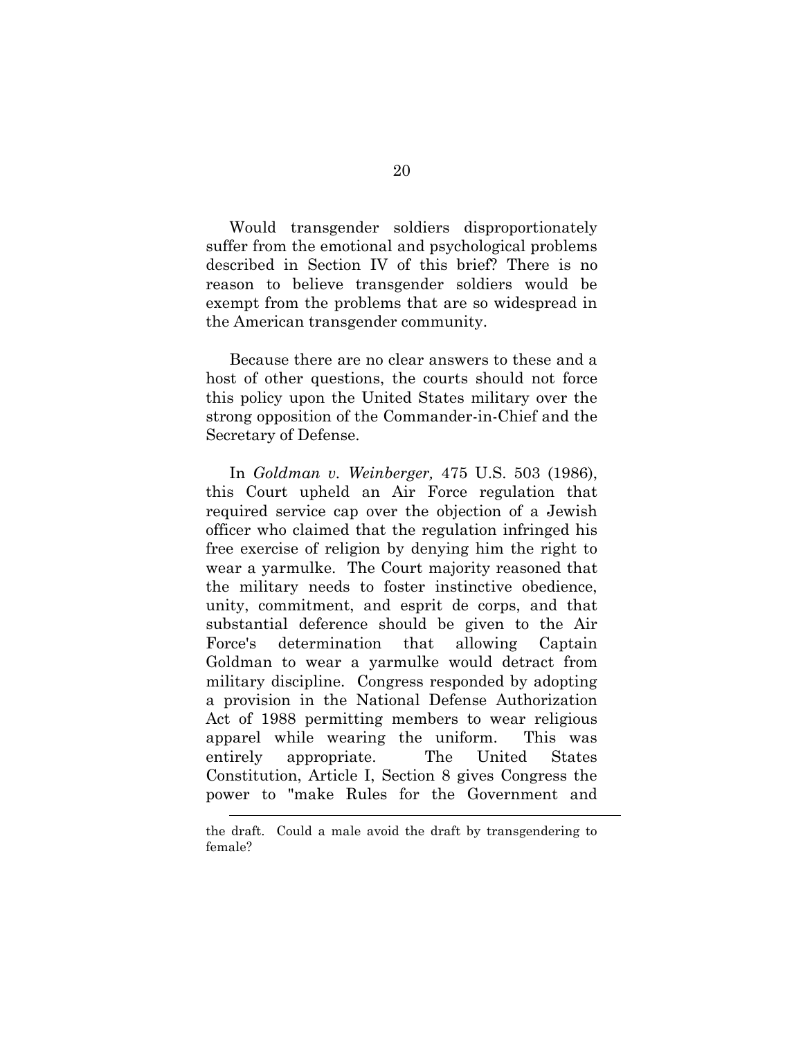Would transgender soldiers disproportionately suffer from the emotional and psychological problems described in Section IV of this brief? There is no reason to believe transgender soldiers would be exempt from the problems that are so widespread in the American transgender community.

Because there are no clear answers to these and a host of other questions, the courts should not force this policy upon the United States military over the strong opposition of the Commander-in-Chief and the Secretary of Defense.

In *Goldman v. Weinberger,* 475 U.S. 503 (1986), this Court upheld an Air Force regulation that required service cap over the objection of a Jewish officer who claimed that the regulation infringed his free exercise of religion by denying him the right to wear a yarmulke. The Court majority reasoned that the military needs to foster instinctive obedience, unity, commitment, and esprit de corps, and that substantial deference should be given to the Air Force's determination that allowing Captain Goldman to wear a yarmulke would detract from military discipline. Congress responded by adopting a provision in the National Defense Authorization Act of 1988 permitting members to wear religious apparel while wearing the uniform. This was entirely appropriate. The United States Constitution, Article I, Section 8 gives Congress the power to "make Rules for the Government and

---

the draft. Could a male avoid the draft by transgendering to female?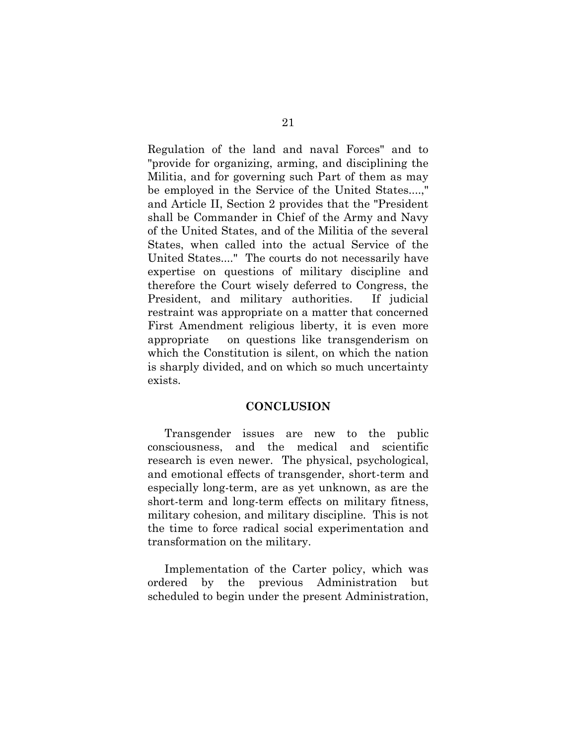Regulation of the land and naval Forces" and to "provide for organizing, arming, and disciplining the Militia, and for governing such Part of them as may be employed in the Service of the United States....," and Article II, Section 2 provides that the "President shall be Commander in Chief of the Army and Navy of the United States, and of the Militia of the several States, when called into the actual Service of the United States...." The courts do not necessarily have expertise on questions of military discipline and therefore the Court wisely deferred to Congress, the President, and military authorities. If judicial restraint was appropriate on a matter that concerned First Amendment religious liberty, it is even more appropriate on questions like transgenderism on which the Constitution is silent, on which the nation is sharply divided, and on which so much uncertainty exists.

## CONCLUSION

Transgender issues are new to the public consciousness, and the medical and scientific research is even newer. The physical, psychological, and emotional effects of transgender, short-term and especially long-term, are as yet unknown, as are the short-term and long-term effects on military fitness, military cohesion, and military discipline. This is not the time to force radical social experimentation and transformation on the military.

Implementation of the Carter policy, which was ordered by the previous Administration but scheduled to begin under the present Administration,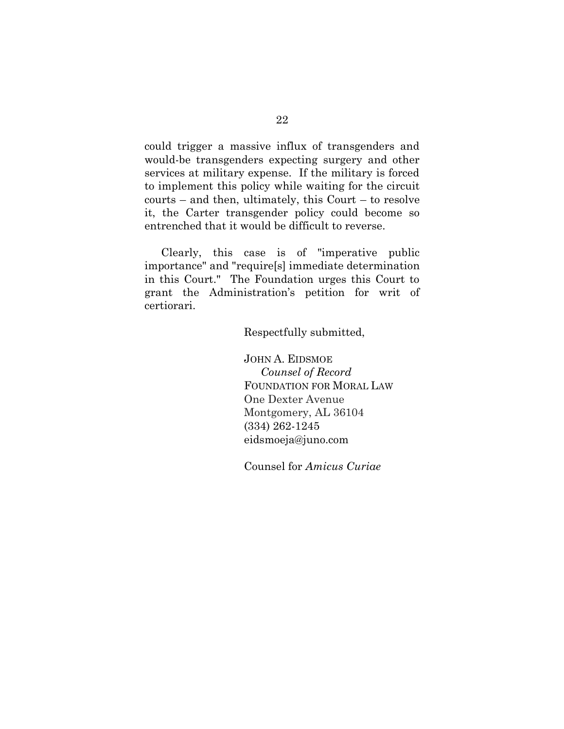could trigger a massive influx of transgenders and would-be transgenders expecting surgery and other services at military expense. If the military is forced to implement this policy while waiting for the circuit courts – and then, ultimately, this Court – to resolve it, the Carter transgender policy could become so entrenched that it would be difficult to reverse.

Clearly, this case is of "imperative public importance" and "require[s] immediate determination in this Court." The Foundation urges this Court to grant the Administration's petition for writ of certiorari.

Respectfully submitted,

JOHN A. EIDSMOE  
*Counsel of Record*  
FOUNDATION FOR MORAL LAW  
One Dexter Avenue  
Montgomery, AL 36104  
(334) 262-1245  
eidsmoeja@juno.com

Counsel for *Amicus Curiae*